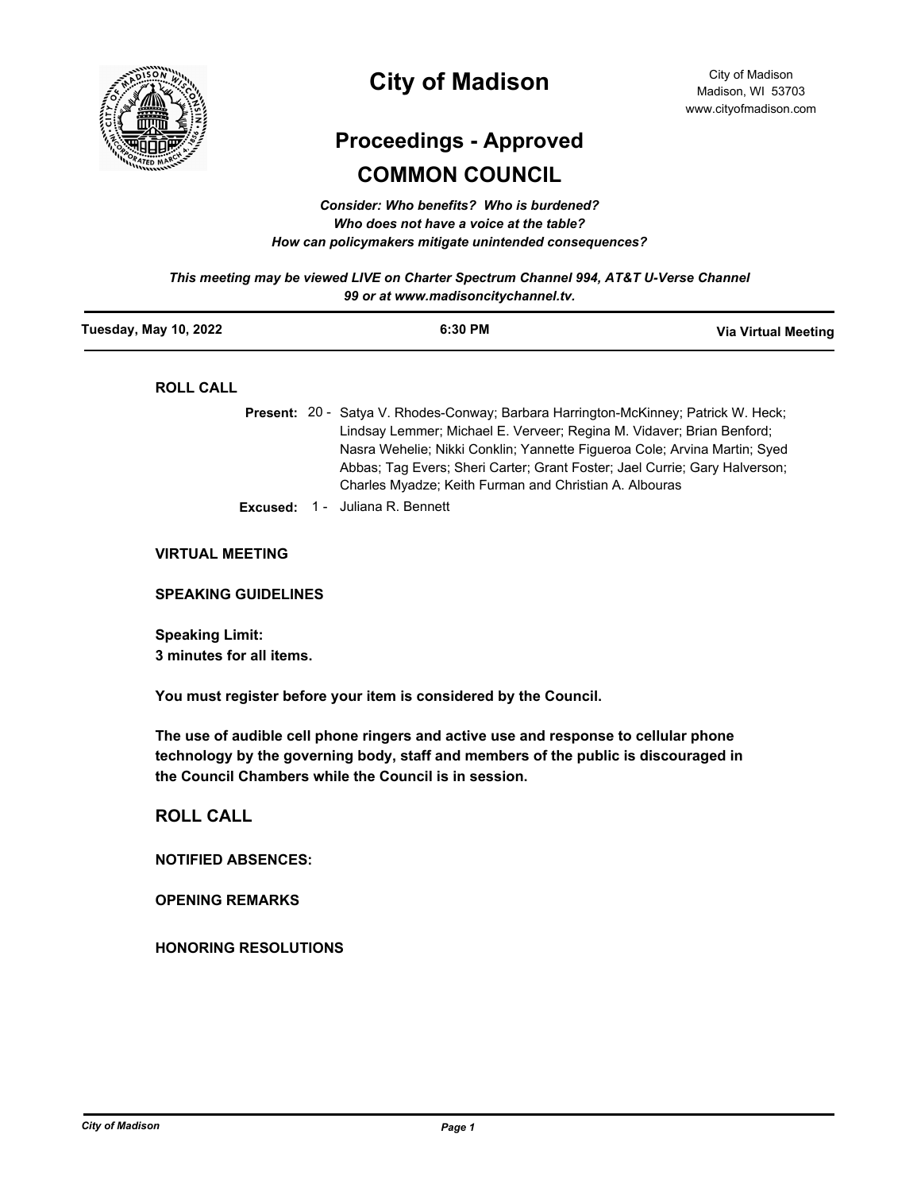# City of Madison

City of Madison
Madison, WI 53703
www.cityofmadison.com

## Proceedings - Approved

## COMMON COUNCIL

*Consider: Who benefits? Who is burdened?*
*Who does not have a voice at the table?*
*How can policymakers mitigate unintended consequences?*

*This meeting may be viewed LIVE on Charter Spectrum Channel 994, AT&T U-Verse Channel 99 or at www.madisoncitychannel.tv.*

| Tuesday, May 10, 2022 | 6:30 PM | Via Virtual Meeting |
|---|---|---|

**ROLL CALL**

**Present:** 20 - Satya V. Rhodes-Conway; Barbara Harrington-McKinney; Patrick W. Heck; Lindsay Lemmer; Michael E. Verveer; Regina M. Vidaver; Brian Benford; Nasra Wehelie; Nikki Conklin; Yannette Figueroa Cole; Arvina Martin; Syed Abbas; Tag Evers; Sheri Carter; Grant Foster; Jael Currie; Gary Halverson; Charles Myadze; Keith Furman and Christian A. Albouras

**Excused:** 1 - Juliana R. Bennett

**VIRTUAL MEETING**

**SPEAKING GUIDELINES**

**Speaking Limit:**
**3 minutes for all items.**

**You must register before your item is considered by the Council.**

**The use of audible cell phone ringers and active use and response to cellular phone technology by the governing body, staff and members of the public is discouraged in the Council Chambers while the Council is in session.**

## ROLL CALL

**NOTIFIED ABSENCES:**

**OPENING REMARKS**

**HONORING RESOLUTIONS**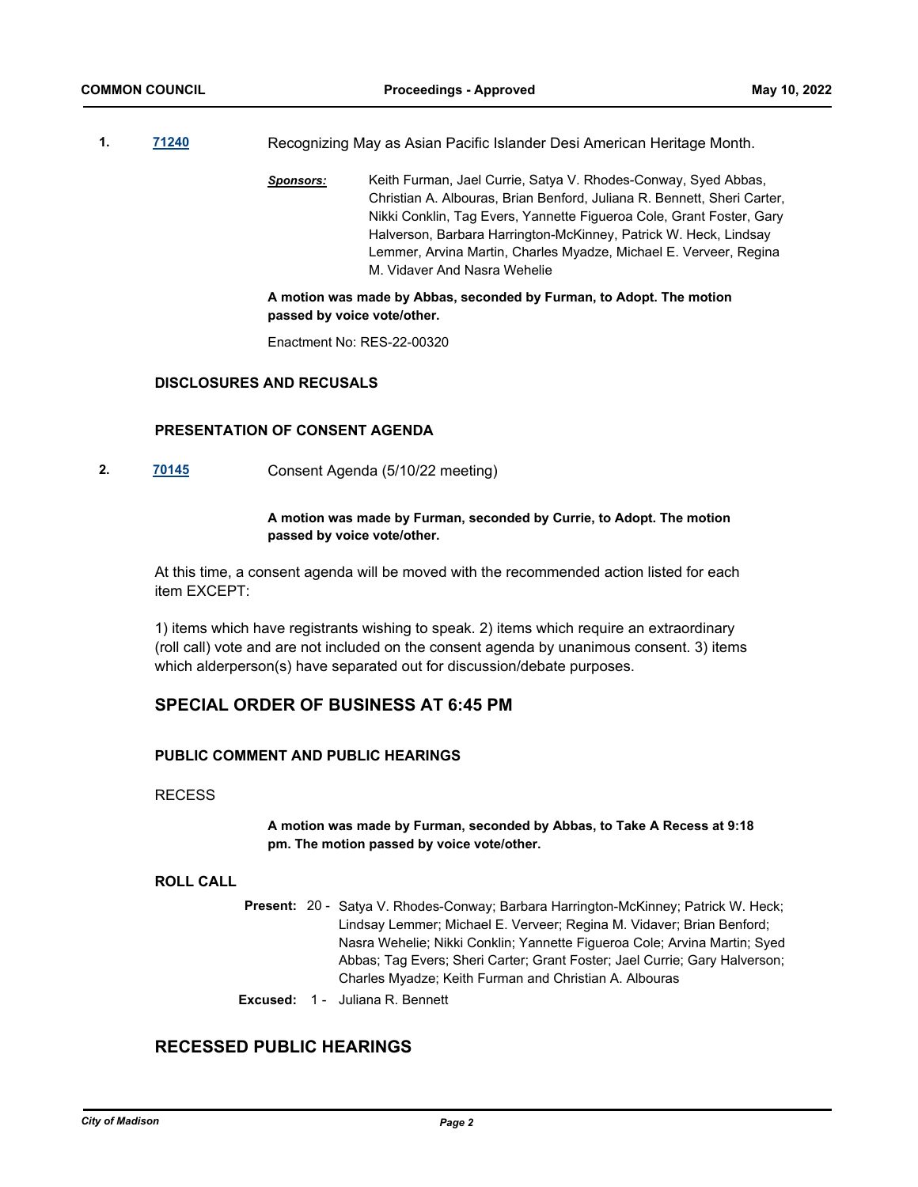**1.** **71240** Recognizing May as Asian Pacific Islander Desi American Heritage Month.

***Sponsors:*** Keith Furman, Jael Currie, Satya V. Rhodes-Conway, Syed Abbas, Christian A. Albouras, Brian Benford, Juliana R. Bennett, Sheri Carter, Nikki Conklin, Tag Evers, Yannette Figueroa Cole, Grant Foster, Gary Halverson, Barbara Harrington-McKinney, Patrick W. Heck, Lindsay Lemmer, Arvina Martin, Charles Myadze, Michael E. Verveer, Regina M. Vidaver And Nasra Wehelie

**A motion was made by Abbas, seconded by Furman, to Adopt. The motion passed by voice vote/other.**

Enactment No: RES-22-00320

### DISCLOSURES AND RECUSALS

### PRESENTATION OF CONSENT AGENDA

**2.** **70145** Consent Agenda (5/10/22 meeting)

**A motion was made by Furman, seconded by Currie, to Adopt. The motion passed by voice vote/other.**

At this time, a consent agenda will be moved with the recommended action listed for each item EXCEPT:

1) items which have registrants wishing to speak. 2) items which require an extraordinary (roll call) vote and are not included on the consent agenda by unanimous consent. 3) items which alderperson(s) have separated out for discussion/debate purposes.

## SPECIAL ORDER OF BUSINESS AT 6:45 PM

### PUBLIC COMMENT AND PUBLIC HEARINGS

RECESS

**A motion was made by Furman, seconded by Abbas, to Take A Recess at 9:18 pm. The motion passed by voice vote/other.**

### ROLL CALL

**Present:** 20 - Satya V. Rhodes-Conway; Barbara Harrington-McKinney; Patrick W. Heck; Lindsay Lemmer; Michael E. Verveer; Regina M. Vidaver; Brian Benford; Nasra Wehelie; Nikki Conklin; Yannette Figueroa Cole; Arvina Martin; Syed Abbas; Tag Evers; Sheri Carter; Grant Foster; Jael Currie; Gary Halverson; Charles Myadze; Keith Furman and Christian A. Albouras

**Excused:** 1 - Juliana R. Bennett

## RECESSED PUBLIC HEARINGS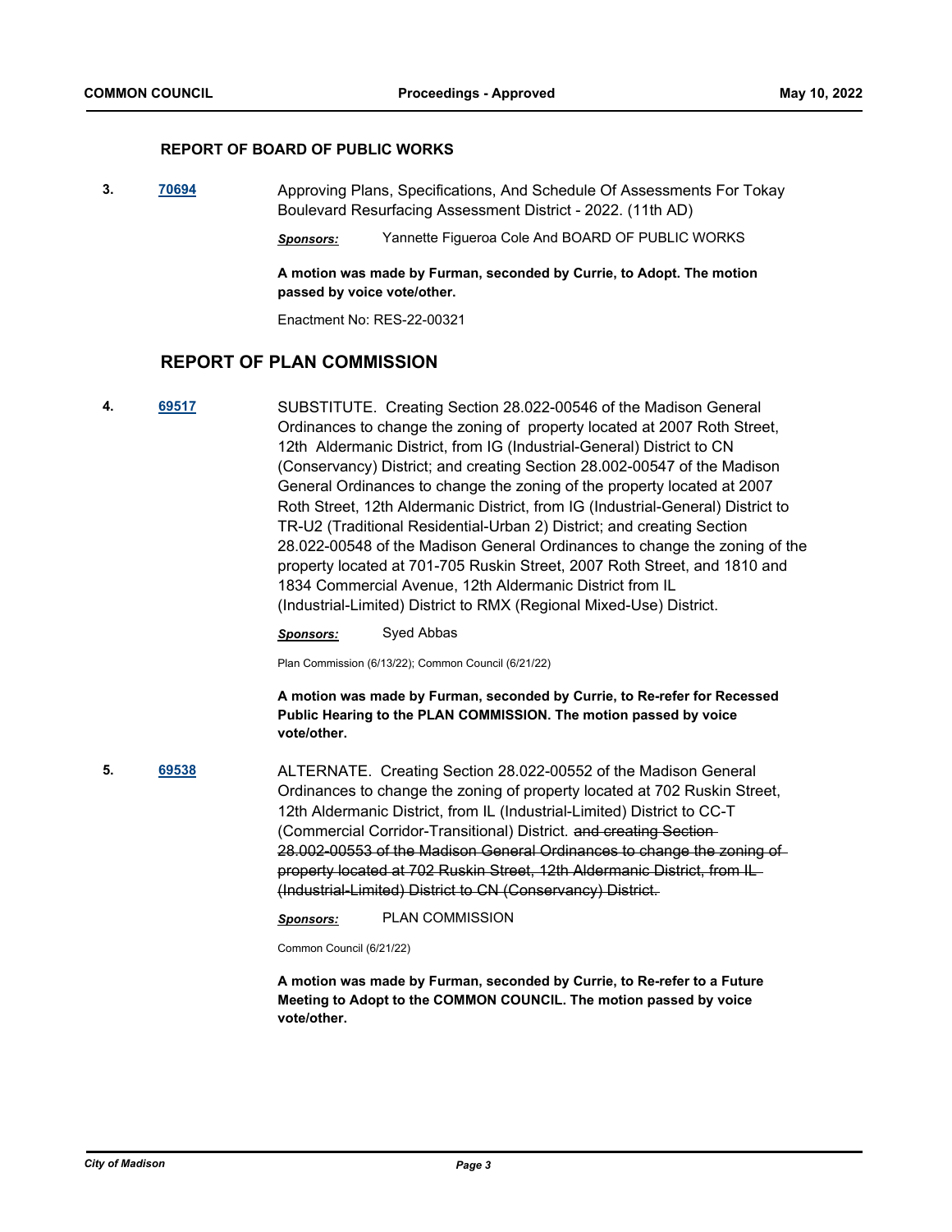### REPORT OF BOARD OF PUBLIC WORKS

**3.** **[70694]** Approving Plans, Specifications, And Schedule Of Assessments For Tokay Boulevard Resurfacing Assessment District - 2022. (11th AD)

***Sponsors:*** Yannette Figueroa Cole And BOARD OF PUBLIC WORKS

**A motion was made by Furman, seconded by Currie, to Adopt. The motion passed by voice vote/other.**

Enactment No: RES-22-00321

## REPORT OF PLAN COMMISSION

**4.** **[69517]** SUBSTITUTE. Creating Section 28.022-00546 of the Madison General Ordinances to change the zoning of property located at 2007 Roth Street, 12th Aldermanic District, from IG (Industrial-General) District to CN (Conservancy) District; and creating Section 28.002-00547 of the Madison General Ordinances to change the zoning of the property located at 2007 Roth Street, 12th Aldermanic District, from IG (Industrial-General) District to TR-U2 (Traditional Residential-Urban 2) District; and creating Section 28.022-00548 of the Madison General Ordinances to change the zoning of the property located at 701-705 Ruskin Street, 2007 Roth Street, and 1810 and 1834 Commercial Avenue, 12th Aldermanic District from IL (Industrial-Limited) District to RMX (Regional Mixed-Use) District.

***Sponsors:*** Syed Abbas

Plan Commission (6/13/22); Common Council (6/21/22)

**A motion was made by Furman, seconded by Currie, to Re-refer for Recessed Public Hearing to the PLAN COMMISSION. The motion passed by voice vote/other.**

**5.** **[69538]** ALTERNATE. Creating Section 28.022-00552 of the Madison General Ordinances to change the zoning of property located at 702 Ruskin Street, 12th Aldermanic District, from IL (Industrial-Limited) District to CC-T (Commercial Corridor-Transitional) District. ~~and creating Section 28.002-00553 of the Madison General Ordinances to change the zoning of property located at 702 Ruskin Street, 12th Aldermanic District, from IL (Industrial-Limited) District to CN (Conservancy) District.~~

***Sponsors:*** PLAN COMMISSION

Common Council (6/21/22)

**A motion was made by Furman, seconded by Currie, to Re-refer to a Future Meeting to Adopt to the COMMON COUNCIL. The motion passed by voice vote/other.**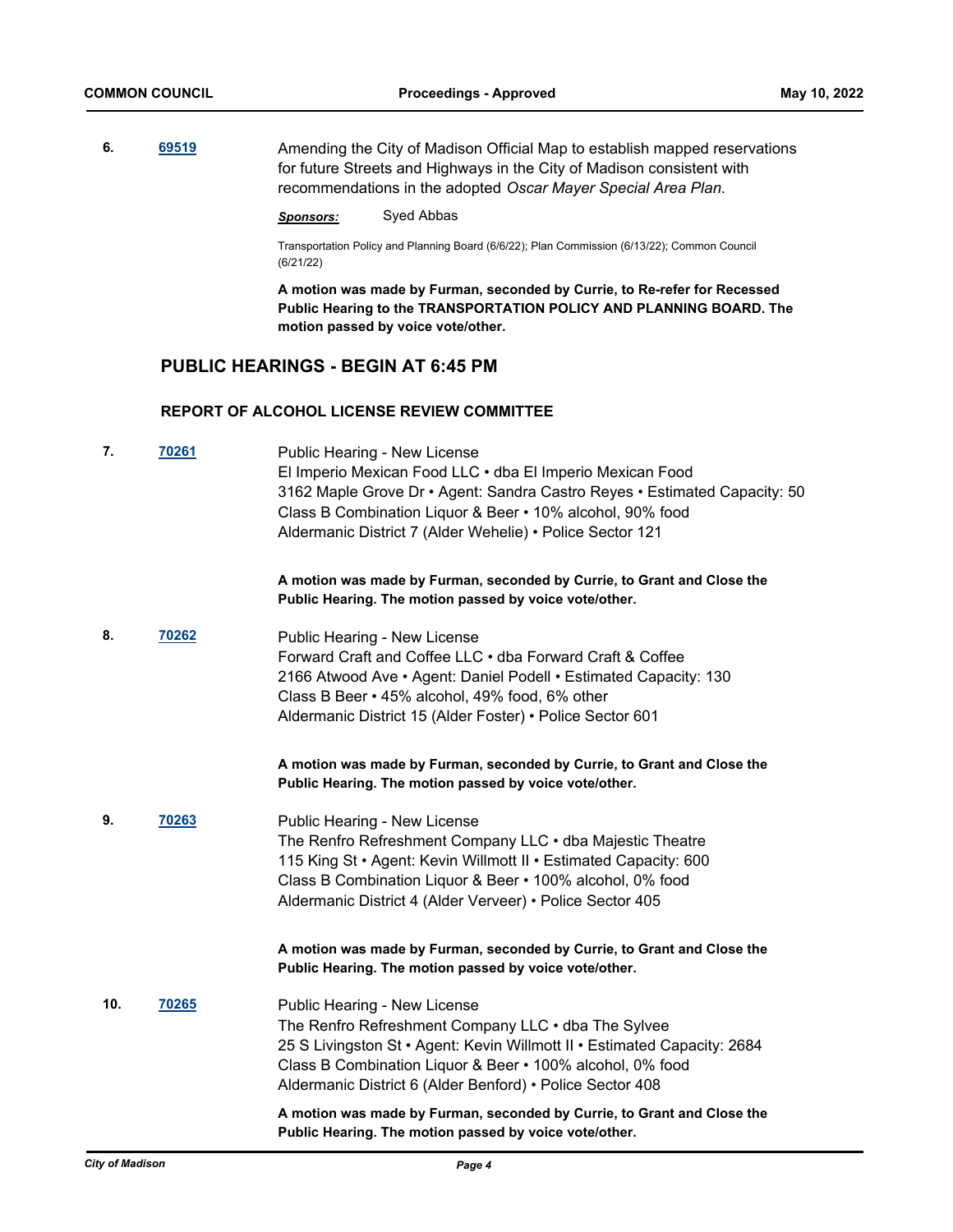**6.** **69519**

Amending the City of Madison Official Map to establish mapped reservations for future Streets and Highways in the City of Madison consistent with recommendations in the adopted *Oscar Mayer Special Area Plan*.

***Sponsors:*** Syed Abbas

Transportation Policy and Planning Board (6/6/22); Plan Commission (6/13/22); Common Council (6/21/22)

**A motion was made by Furman, seconded by Currie, to Re-refer for Recessed Public Hearing to the TRANSPORTATION POLICY AND PLANNING BOARD. The motion passed by voice vote/other.**

## PUBLIC HEARINGS - BEGIN AT 6:45 PM

### REPORT OF ALCOHOL LICENSE REVIEW COMMITTEE

**7.** **70261**

Public Hearing - New License
El Imperio Mexican Food LLC • dba El Imperio Mexican Food
3162 Maple Grove Dr • Agent: Sandra Castro Reyes • Estimated Capacity: 50
Class B Combination Liquor & Beer • 10% alcohol, 90% food
Aldermanic District 7 (Alder Wehelie) • Police Sector 121

**A motion was made by Furman, seconded by Currie, to Grant and Close the Public Hearing. The motion passed by voice vote/other.**

**8.** **70262**

Public Hearing - New License
Forward Craft and Coffee LLC • dba Forward Craft & Coffee
2166 Atwood Ave • Agent: Daniel Podell • Estimated Capacity: 130
Class B Beer • 45% alcohol, 49% food, 6% other
Aldermanic District 15 (Alder Foster) • Police Sector 601

**A motion was made by Furman, seconded by Currie, to Grant and Close the Public Hearing. The motion passed by voice vote/other.**

**9.** **70263**

Public Hearing - New License
The Renfro Refreshment Company LLC • dba Majestic Theatre
115 King St • Agent: Kevin Willmott II • Estimated Capacity: 600
Class B Combination Liquor & Beer • 100% alcohol, 0% food
Aldermanic District 4 (Alder Verveer) • Police Sector 405

**A motion was made by Furman, seconded by Currie, to Grant and Close the Public Hearing. The motion passed by voice vote/other.**

**10.** **70265**

Public Hearing - New License
The Renfro Refreshment Company LLC • dba The Sylvee
25 S Livingston St • Agent: Kevin Willmott II • Estimated Capacity: 2684
Class B Combination Liquor & Beer • 100% alcohol, 0% food
Aldermanic District 6 (Alder Benford) • Police Sector 408

**A motion was made by Furman, seconded by Currie, to Grant and Close the Public Hearing. The motion passed by voice vote/other.**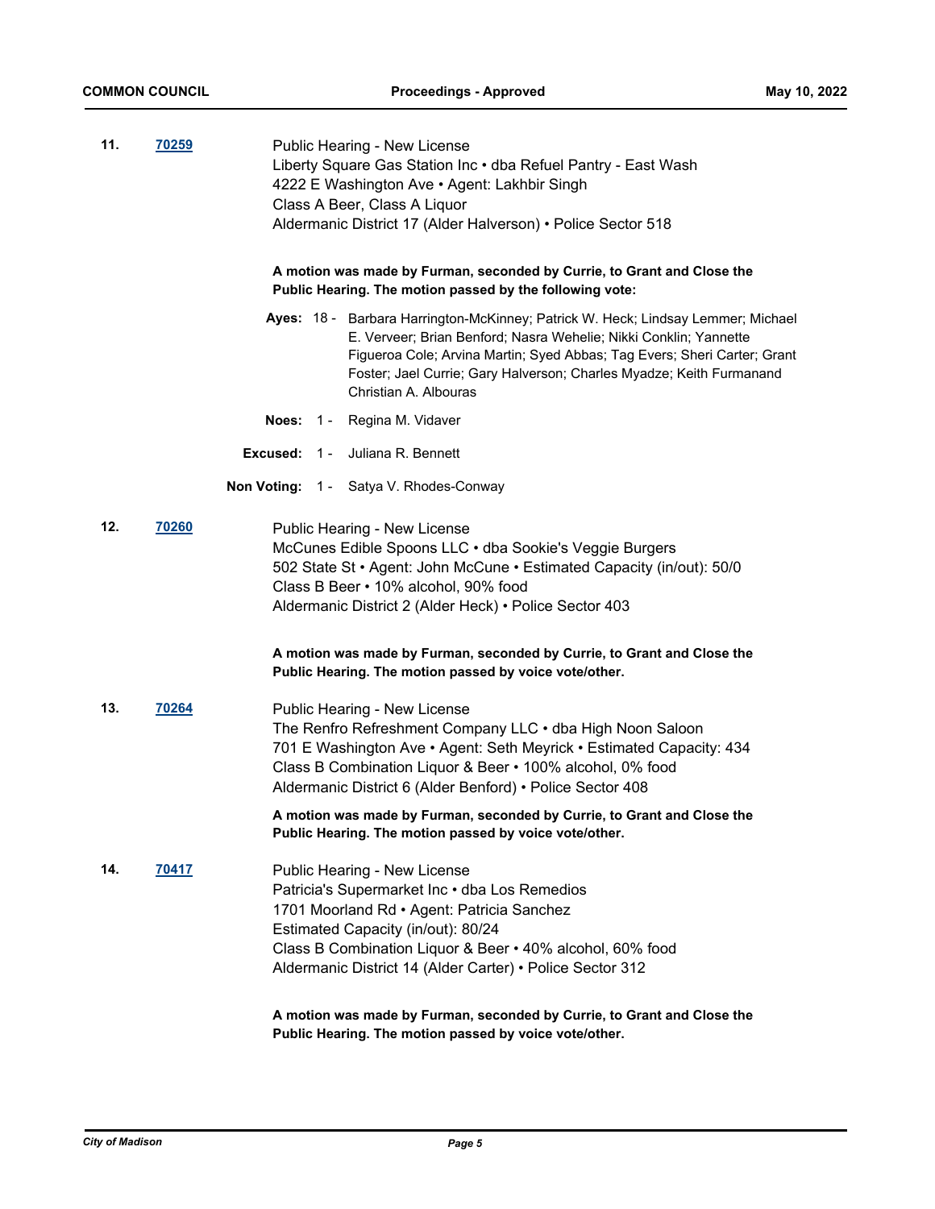**11.** **70259**

Public Hearing - New License
Liberty Square Gas Station Inc • dba Refuel Pantry - East Wash
4222 E Washington Ave • Agent: Lakhbir Singh
Class A Beer, Class A Liquor
Aldermanic District 17 (Alder Halverson) • Police Sector 518

**A motion was made by Furman, seconded by Currie, to Grant and Close the Public Hearing. The motion passed by the following vote:**

**Ayes:** 18 - Barbara Harrington-McKinney; Patrick W. Heck; Lindsay Lemmer; Michael E. Verveer; Brian Benford; Nasra Wehelie; Nikki Conklin; Yannette Figueroa Cole; Arvina Martin; Syed Abbas; Tag Evers; Sheri Carter; Grant Foster; Jael Currie; Gary Halverson; Charles Myadze; Keith Furmanand Christian A. Albouras

**Noes:** 1 - Regina M. Vidaver

**Excused:** 1 - Juliana R. Bennett

**Non Voting:** 1 - Satya V. Rhodes-Conway

**12.** **70260**

Public Hearing - New License
McCunes Edible Spoons LLC • dba Sookie's Veggie Burgers
502 State St • Agent: John McCune • Estimated Capacity (in/out): 50/0
Class B Beer • 10% alcohol, 90% food
Aldermanic District 2 (Alder Heck) • Police Sector 403

**A motion was made by Furman, seconded by Currie, to Grant and Close the Public Hearing. The motion passed by voice vote/other.**

**13.** **70264**

Public Hearing - New License
The Renfro Refreshment Company LLC • dba High Noon Saloon
701 E Washington Ave • Agent: Seth Meyrick • Estimated Capacity: 434
Class B Combination Liquor & Beer • 100% alcohol, 0% food
Aldermanic District 6 (Alder Benford) • Police Sector 408

**A motion was made by Furman, seconded by Currie, to Grant and Close the Public Hearing. The motion passed by voice vote/other.**

**14.** **70417**

Public Hearing - New License
Patricia's Supermarket Inc • dba Los Remedios
1701 Moorland Rd • Agent: Patricia Sanchez
Estimated Capacity (in/out): 80/24
Class B Combination Liquor & Beer • 40% alcohol, 60% food
Aldermanic District 14 (Alder Carter) • Police Sector 312

**A motion was made by Furman, seconded by Currie, to Grant and Close the Public Hearing. The motion passed by voice vote/other.**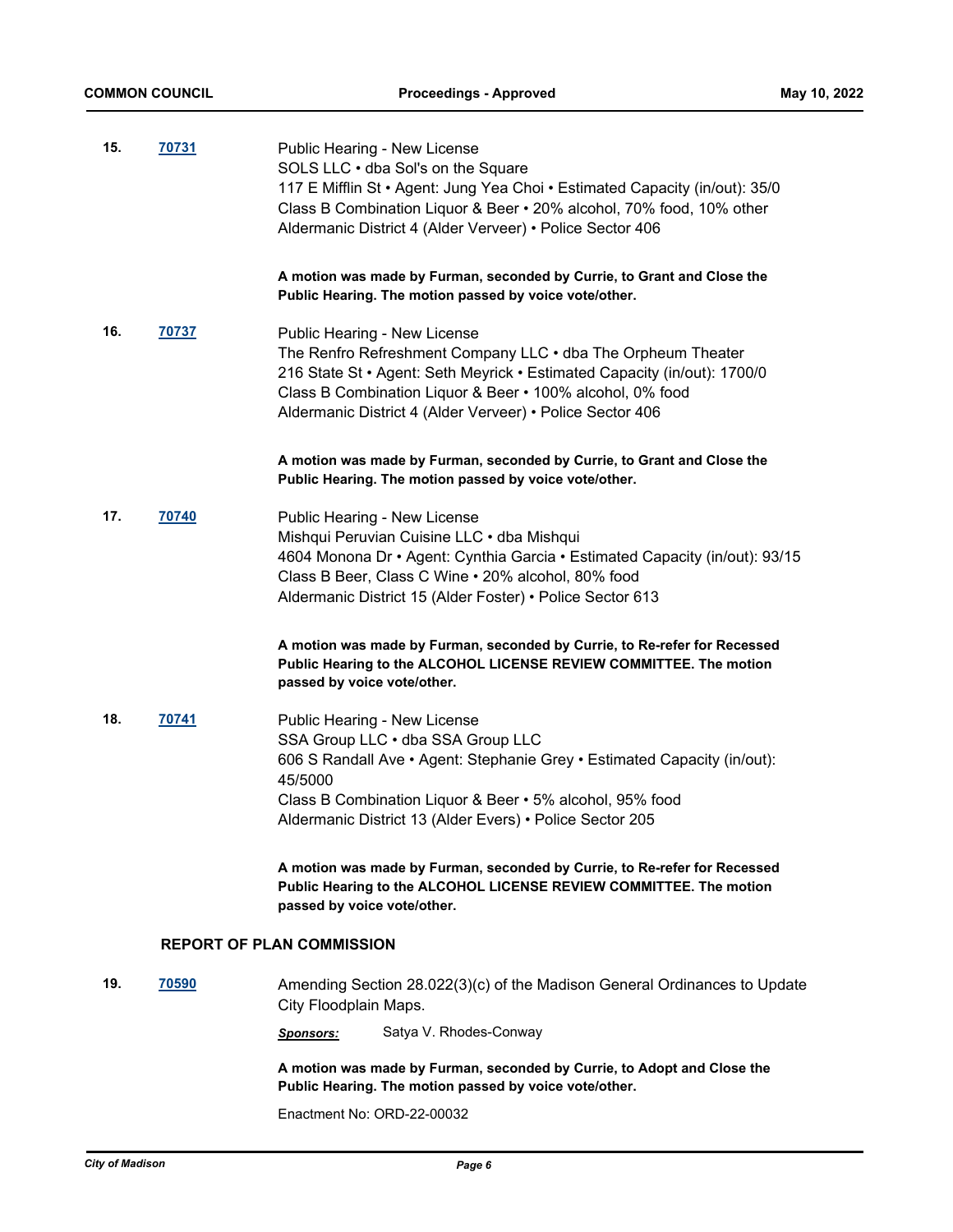**15.** **70731**

Public Hearing - New License
SOLS LLC • dba Sol's on the Square
117 E Mifflin St • Agent: Jung Yea Choi • Estimated Capacity (in/out): 35/0
Class B Combination Liquor & Beer • 20% alcohol, 70% food, 10% other
Aldermanic District 4 (Alder Verveer) • Police Sector 406

**A motion was made by Furman, seconded by Currie, to Grant and Close the Public Hearing. The motion passed by voice vote/other.**

**16.** **70737**

Public Hearing - New License
The Renfro Refreshment Company LLC • dba The Orpheum Theater
216 State St • Agent: Seth Meyrick • Estimated Capacity (in/out): 1700/0
Class B Combination Liquor & Beer • 100% alcohol, 0% food
Aldermanic District 4 (Alder Verveer) • Police Sector 406

**A motion was made by Furman, seconded by Currie, to Grant and Close the Public Hearing. The motion passed by voice vote/other.**

**17.** **70740**

Public Hearing - New License
Mishqui Peruvian Cuisine LLC • dba Mishqui
4604 Monona Dr • Agent: Cynthia Garcia • Estimated Capacity (in/out): 93/15
Class B Beer, Class C Wine • 20% alcohol, 80% food
Aldermanic District 15 (Alder Foster) • Police Sector 613

**A motion was made by Furman, seconded by Currie, to Re-refer for Recessed Public Hearing to the ALCOHOL LICENSE REVIEW COMMITTEE. The motion passed by voice vote/other.**

**18.** **70741**

Public Hearing - New License
SSA Group LLC • dba SSA Group LLC
606 S Randall Ave • Agent: Stephanie Grey • Estimated Capacity (in/out): 45/5000
Class B Combination Liquor & Beer • 5% alcohol, 95% food
Aldermanic District 13 (Alder Evers) • Police Sector 205

**A motion was made by Furman, seconded by Currie, to Re-refer for Recessed Public Hearing to the ALCOHOL LICENSE REVIEW COMMITTEE. The motion passed by voice vote/other.**

## REPORT OF PLAN COMMISSION

**19.** **70590**

Amending Section 28.022(3)(c) of the Madison General Ordinances to Update City Floodplain Maps.

***Sponsors:*** Satya V. Rhodes-Conway

**A motion was made by Furman, seconded by Currie, to Adopt and Close the Public Hearing. The motion passed by voice vote/other.**

Enactment No: ORD-22-00032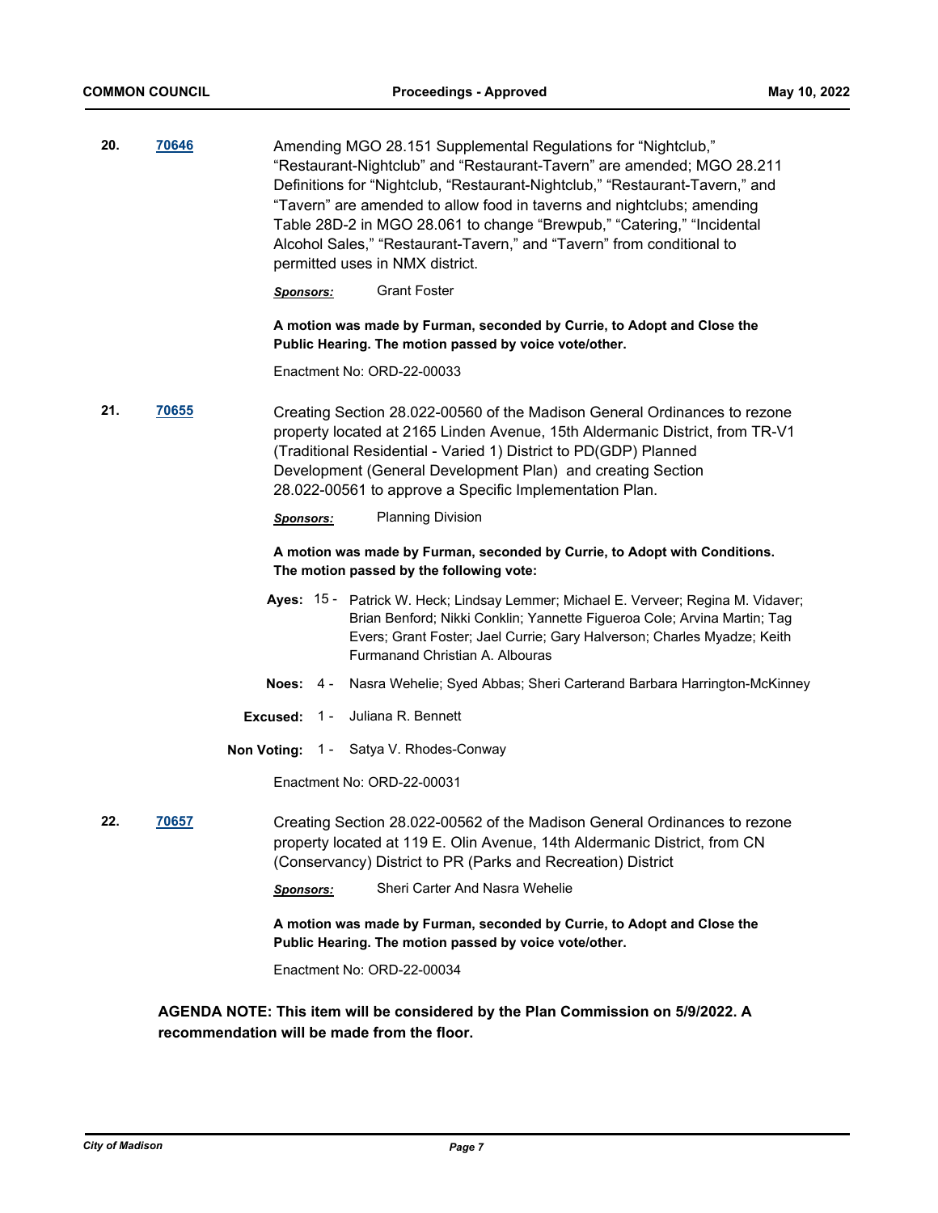**20.** **70646**

Amending MGO 28.151 Supplemental Regulations for “Nightclub,” “Restaurant-Nightclub” and “Restaurant-Tavern” are amended; MGO 28.211 Definitions for “Nightclub, “Restaurant-Nightclub,” “Restaurant-Tavern,” and “Tavern” are amended to allow food in taverns and nightclubs; amending Table 28D-2 in MGO 28.061 to change “Brewpub,” “Catering,” “Incidental Alcohol Sales,” “Restaurant-Tavern,” and “Tavern” from conditional to permitted uses in NMX district.

***Sponsors:*** Grant Foster

**A motion was made by Furman, seconded by Currie, to Adopt and Close the Public Hearing. The motion passed by voice vote/other.**

Enactment No: ORD-22-00033

**21.** **70655**

Creating Section 28.022-00560 of the Madison General Ordinances to rezone property located at 2165 Linden Avenue, 15th Aldermanic District, from TR-V1 (Traditional Residential - Varied 1) District to PD(GDP) Planned Development (General Development Plan) and creating Section 28.022-00561 to approve a Specific Implementation Plan.

***Sponsors:*** Planning Division

**A motion was made by Furman, seconded by Currie, to Adopt with Conditions. The motion passed by the following vote:**

**Ayes:** 15 - Patrick W. Heck; Lindsay Lemmer; Michael E. Verveer; Regina M. Vidaver; Brian Benford; Nikki Conklin; Yannette Figueroa Cole; Arvina Martin; Tag Evers; Grant Foster; Jael Currie; Gary Halverson; Charles Myadze; Keith Furmanand Christian A. Albouras

**Noes:** 4 - Nasra Wehelie; Syed Abbas; Sheri Carterand Barbara Harrington-McKinney

**Excused:** 1 - Juliana R. Bennett

**Non Voting:** 1 - Satya V. Rhodes-Conway

Enactment No: ORD-22-00031

**22.** **70657**

Creating Section 28.022-00562 of the Madison General Ordinances to rezone property located at 119 E. Olin Avenue, 14th Aldermanic District, from CN (Conservancy) District to PR (Parks and Recreation) District

***Sponsors:*** Sheri Carter And Nasra Wehelie

**A motion was made by Furman, seconded by Currie, to Adopt and Close the Public Hearing. The motion passed by voice vote/other.**

Enactment No: ORD-22-00034

**AGENDA NOTE: This item will be considered by the Plan Commission on 5/9/2022. A recommendation will be made from the floor.**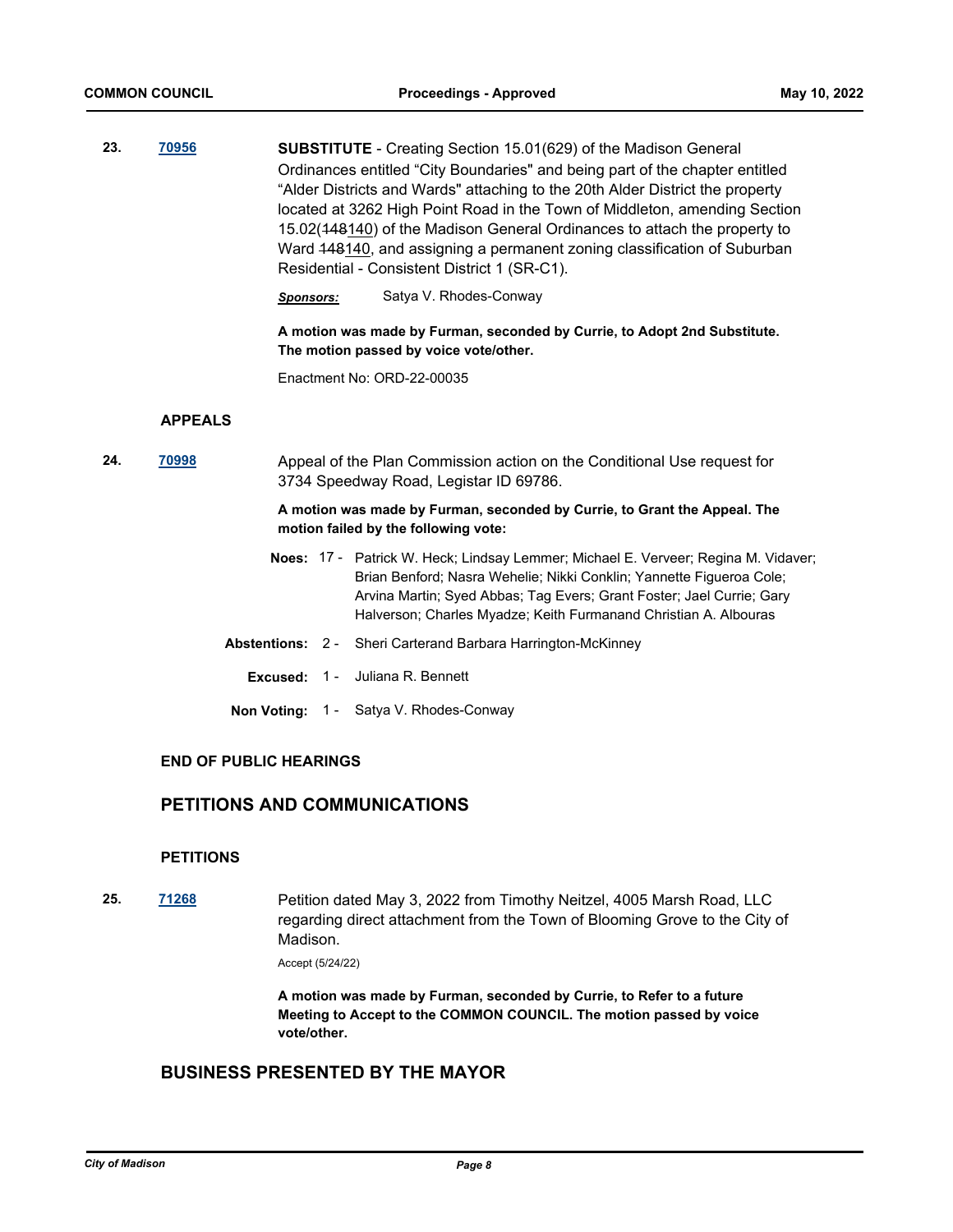**23.** **70956** **SUBSTITUTE** - Creating Section 15.01(629) of the Madison General Ordinances entitled “City Boundaries" and being part of the chapter entitled “Alder Districts and Wards" attaching to the 20th Alder District the property located at 3262 High Point Road in the Town of Middleton, amending Section 15.02(~~148~~140) of the Madison General Ordinances to attach the property to Ward ~~148~~140, and assigning a permanent zoning classification of Suburban Residential - Consistent District 1 (SR-C1).

***Sponsors:*** Satya V. Rhodes-Conway

**A motion was made by Furman, seconded by Currie, to Adopt 2nd Substitute. The motion passed by voice vote/other.**

Enactment No: ORD-22-00035

### APPEALS

**24.** **70998** Appeal of the Plan Commission action on the Conditional Use request for 3734 Speedway Road, Legistar ID 69786.

**A motion was made by Furman, seconded by Currie, to Grant the Appeal. The motion failed by the following vote:**

**Noes:** 17 - Patrick W. Heck; Lindsay Lemmer; Michael E. Verveer; Regina M. Vidaver; Brian Benford; Nasra Wehelie; Nikki Conklin; Yannette Figueroa Cole; Arvina Martin; Syed Abbas; Tag Evers; Grant Foster; Jael Currie; Gary Halverson; Charles Myadze; Keith Furmanand Christian A. Albouras

**Abstentions:** 2 - Sheri Carterand Barbara Harrington-McKinney

**Excused:** 1 - Juliana R. Bennett

**Non Voting:** 1 - Satya V. Rhodes-Conway

### END OF PUBLIC HEARINGS

## PETITIONS AND COMMUNICATIONS

### PETITIONS

**25.** **71268** Petition dated May 3, 2022 from Timothy Neitzel, 4005 Marsh Road, LLC regarding direct attachment from the Town of Blooming Grove to the City of Madison.

Accept (5/24/22)

**A motion was made by Furman, seconded by Currie, to Refer to a future Meeting to Accept to the COMMON COUNCIL. The motion passed by voice vote/other.**

## BUSINESS PRESENTED BY THE MAYOR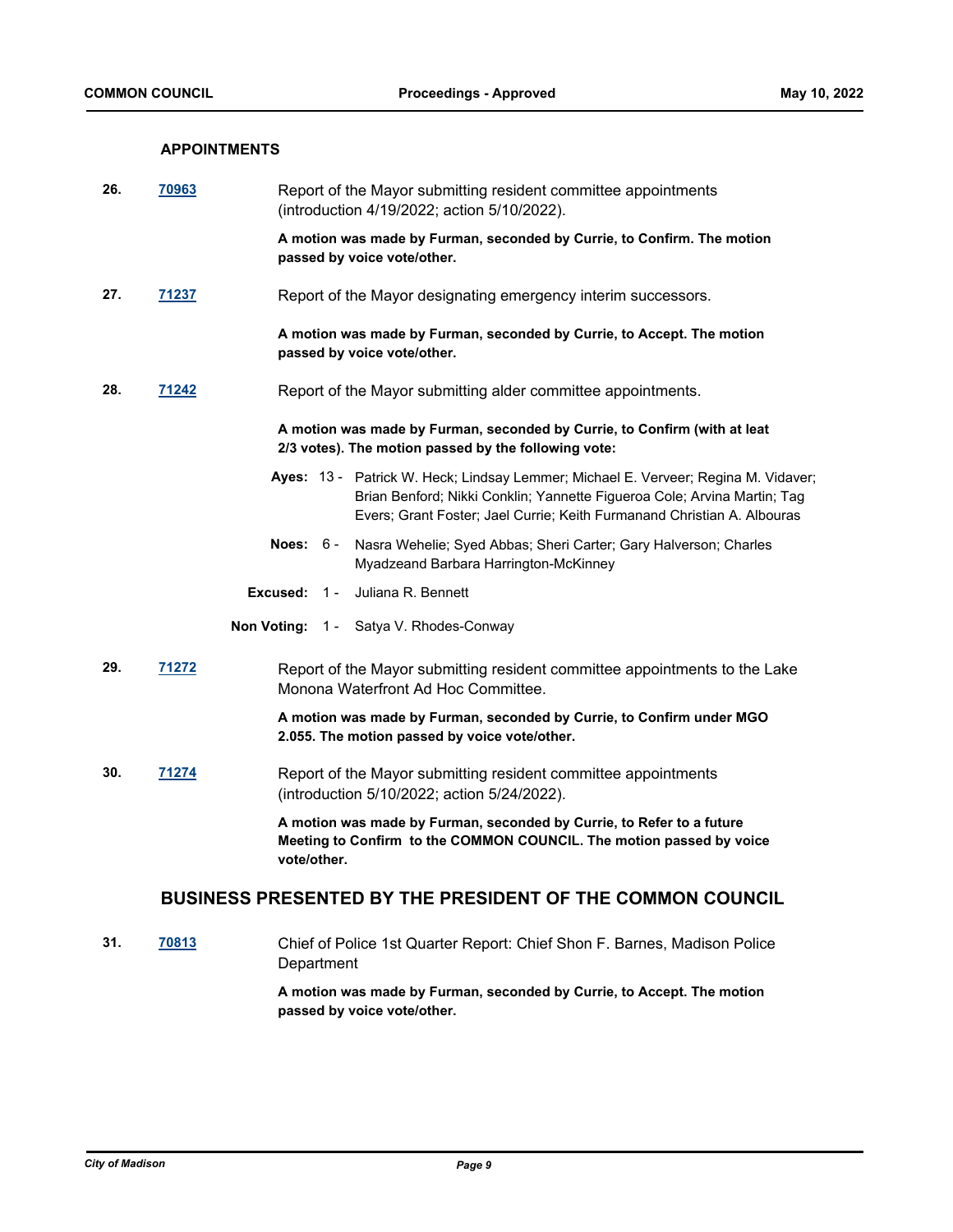### APPOINTMENTS

**26. 70963** Report of the Mayor submitting resident committee appointments (introduction 4/19/2022; action 5/10/2022).

**A motion was made by Furman, seconded by Currie, to Confirm. The motion passed by voice vote/other.**

**27. 71237** Report of the Mayor designating emergency interim successors.

**A motion was made by Furman, seconded by Currie, to Accept. The motion passed by voice vote/other.**

**28. 71242** Report of the Mayor submitting alder committee appointments.

**A motion was made by Furman, seconded by Currie, to Confirm (with at leat 2/3 votes). The motion passed by the following vote:**

**Ayes:** 13 - Patrick W. Heck; Lindsay Lemmer; Michael E. Verveer; Regina M. Vidaver; Brian Benford; Nikki Conklin; Yannette Figueroa Cole; Arvina Martin; Tag Evers; Grant Foster; Jael Currie; Keith Furmanand Christian A. Albouras

**Noes:** 6 - Nasra Wehelie; Syed Abbas; Sheri Carter; Gary Halverson; Charles Myadzeand Barbara Harrington-McKinney

**Excused:** 1 - Juliana R. Bennett

**Non Voting:** 1 - Satya V. Rhodes-Conway

**29. 71272** Report of the Mayor submitting resident committee appointments to the Lake Monona Waterfront Ad Hoc Committee.

**A motion was made by Furman, seconded by Currie, to Confirm under MGO 2.055. The motion passed by voice vote/other.**

**30. 71274** Report of the Mayor submitting resident committee appointments (introduction 5/10/2022; action 5/24/2022).

**A motion was made by Furman, seconded by Currie, to Refer to a future Meeting to Confirm to the COMMON COUNCIL. The motion passed by voice vote/other.**

## BUSINESS PRESENTED BY THE PRESIDENT OF THE COMMON COUNCIL

**31. 70813** Chief of Police 1st Quarter Report: Chief Shon F. Barnes, Madison Police Department

**A motion was made by Furman, seconded by Currie, to Accept. The motion passed by voice vote/other.**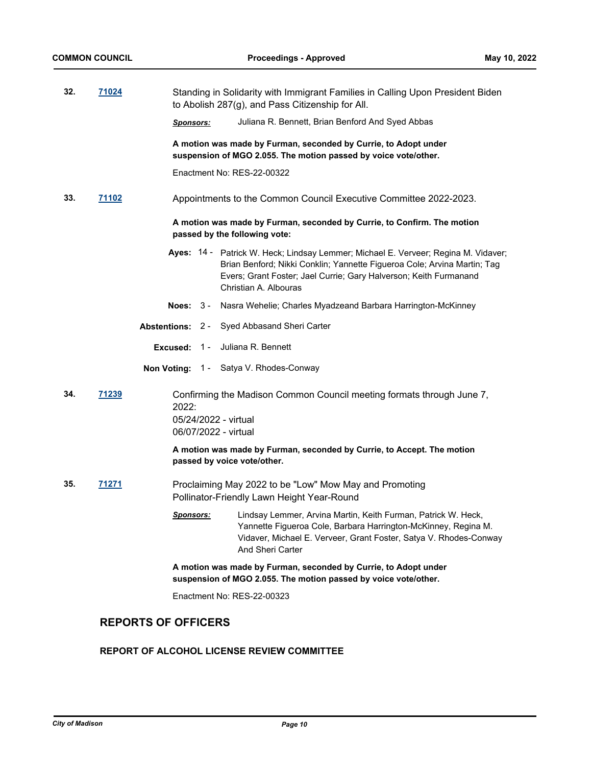**32.** **71024** Standing in Solidarity with Immigrant Families in Calling Upon President Biden to Abolish 287(g), and Pass Citizenship for All.

***Sponsors:*** Juliana R. Bennett, Brian Benford And Syed Abbas

**A motion was made by Furman, seconded by Currie, to Adopt under suspension of MGO 2.055. The motion passed by voice vote/other.**

Enactment No: RES-22-00322

**33.** **71102** Appointments to the Common Council Executive Committee 2022-2023.

**A motion was made by Furman, seconded by Currie, to Confirm. The motion passed by the following vote:**

**Ayes:** 14 - Patrick W. Heck; Lindsay Lemmer; Michael E. Verveer; Regina M. Vidaver; Brian Benford; Nikki Conklin; Yannette Figueroa Cole; Arvina Martin; Tag Evers; Grant Foster; Jael Currie; Gary Halverson; Keith Furmanand Christian A. Albouras

**Noes:** 3 - Nasra Wehelie; Charles Myadzeand Barbara Harrington-McKinney

**Abstentions:** 2 - Syed Abbasand Sheri Carter

**Excused:** 1 - Juliana R. Bennett

**Non Voting:** 1 - Satya V. Rhodes-Conway

**34.** **71239** Confirming the Madison Common Council meeting formats through June 7, 2022:
05/24/2022 - virtual
06/07/2022 - virtual

**A motion was made by Furman, seconded by Currie, to Accept. The motion passed by voice vote/other.**

**35.** **71271** Proclaiming May 2022 to be "Low" Mow May and Promoting Pollinator-Friendly Lawn Height Year-Round

***Sponsors:*** Lindsay Lemmer, Arvina Martin, Keith Furman, Patrick W. Heck, Yannette Figueroa Cole, Barbara Harrington-McKinney, Regina M. Vidaver, Michael E. Verveer, Grant Foster, Satya V. Rhodes-Conway And Sheri Carter

**A motion was made by Furman, seconded by Currie, to Adopt under suspension of MGO 2.055. The motion passed by voice vote/other.**

Enactment No: RES-22-00323

## REPORTS OF OFFICERS

### REPORT OF ALCOHOL LICENSE REVIEW COMMITTEE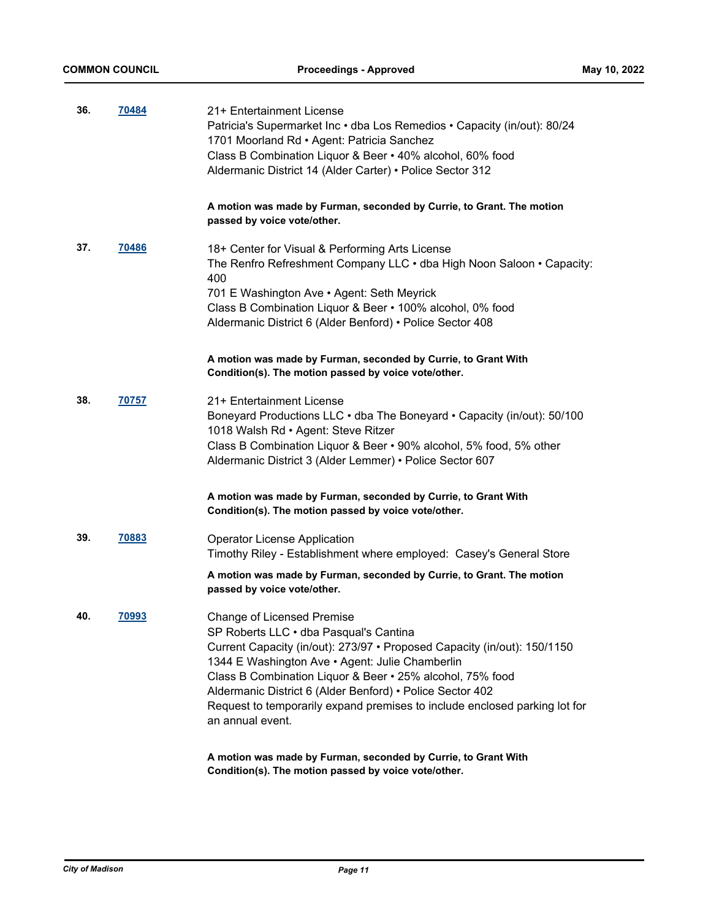**36.** **70484**

21+ Entertainment License
Patricia's Supermarket Inc • dba Los Remedios • Capacity (in/out): 80/24
1701 Moorland Rd • Agent: Patricia Sanchez
Class B Combination Liquor & Beer • 40% alcohol, 60% food
Aldermanic District 14 (Alder Carter) • Police Sector 312

**A motion was made by Furman, seconded by Currie, to Grant. The motion passed by voice vote/other.**

**37.** **70486**

18+ Center for Visual & Performing Arts License
The Renfro Refreshment Company LLC • dba High Noon Saloon • Capacity: 400
701 E Washington Ave • Agent: Seth Meyrick
Class B Combination Liquor & Beer • 100% alcohol, 0% food
Aldermanic District 6 (Alder Benford) • Police Sector 408

**A motion was made by Furman, seconded by Currie, to Grant With Condition(s). The motion passed by voice vote/other.**

**38.** **70757**

21+ Entertainment License
Boneyard Productions LLC • dba The Boneyard • Capacity (in/out): 50/100
1018 Walsh Rd • Agent: Steve Ritzer
Class B Combination Liquor & Beer • 90% alcohol, 5% food, 5% other
Aldermanic District 3 (Alder Lemmer) • Police Sector 607

**A motion was made by Furman, seconded by Currie, to Grant With Condition(s). The motion passed by voice vote/other.**

**39.** **70883**

Operator License Application
Timothy Riley - Establishment where employed: Casey's General Store

**A motion was made by Furman, seconded by Currie, to Grant. The motion passed by voice vote/other.**

**40.** **70993**

Change of Licensed Premise
SP Roberts LLC • dba Pasqual's Cantina
Current Capacity (in/out): 273/97 • Proposed Capacity (in/out): 150/1150
1344 E Washington Ave • Agent: Julie Chamberlin
Class B Combination Liquor & Beer • 25% alcohol, 75% food
Aldermanic District 6 (Alder Benford) • Police Sector 402
Request to temporarily expand premises to include enclosed parking lot for an annual event.

**A motion was made by Furman, seconded by Currie, to Grant With Condition(s). The motion passed by voice vote/other.**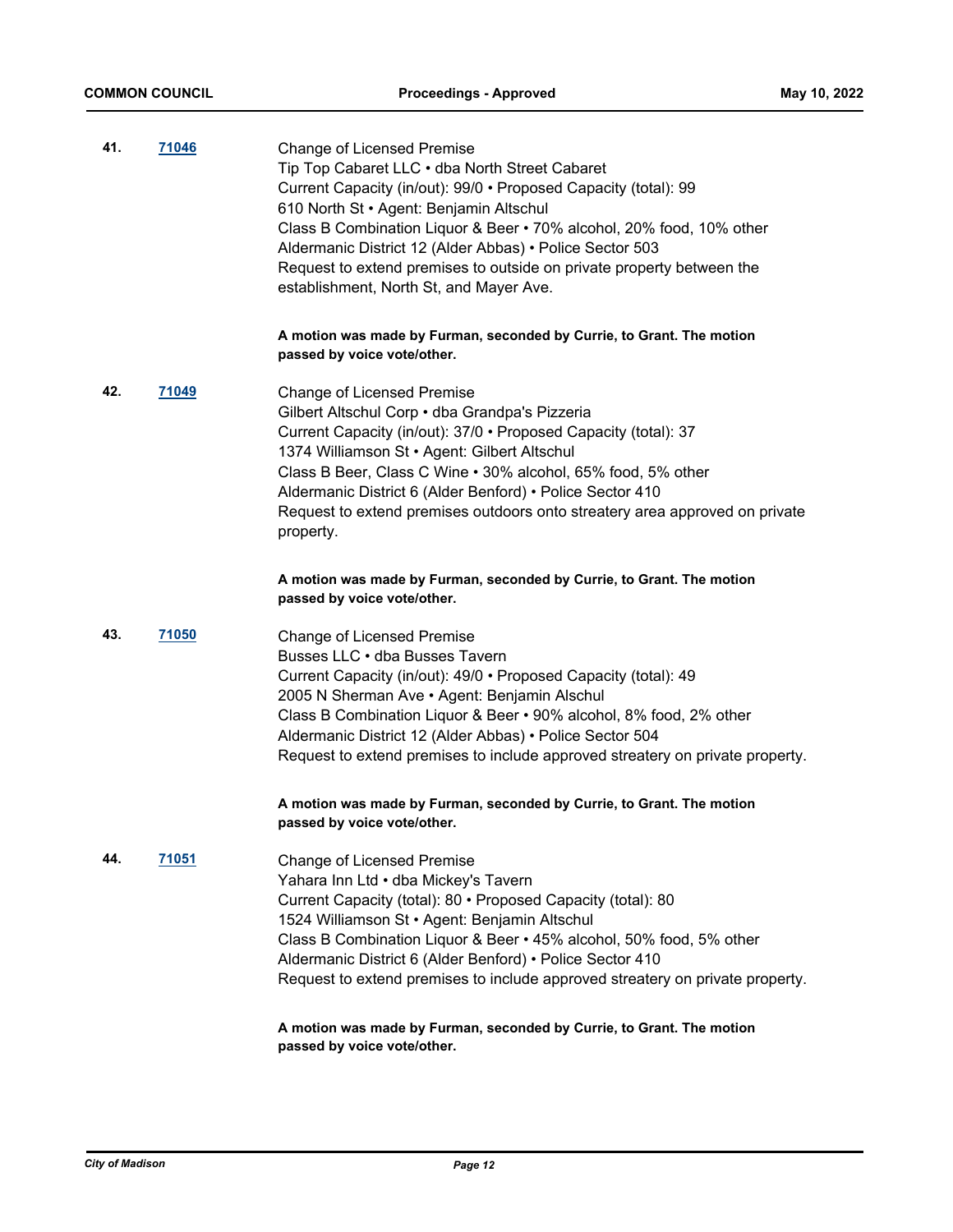**41.** **71046**

Change of Licensed Premise
Tip Top Cabaret LLC • dba North Street Cabaret
Current Capacity (in/out): 99/0 • Proposed Capacity (total): 99
610 North St • Agent: Benjamin Altschul
Class B Combination Liquor & Beer • 70% alcohol, 20% food, 10% other
Aldermanic District 12 (Alder Abbas) • Police Sector 503
Request to extend premises to outside on private property between the establishment, North St, and Mayer Ave.

**A motion was made by Furman, seconded by Currie, to Grant. The motion passed by voice vote/other.**

**42.** **71049**

Change of Licensed Premise
Gilbert Altschul Corp • dba Grandpa's Pizzeria
Current Capacity (in/out): 37/0 • Proposed Capacity (total): 37
1374 Williamson St • Agent: Gilbert Altschul
Class B Beer, Class C Wine • 30% alcohol, 65% food, 5% other
Aldermanic District 6 (Alder Benford) • Police Sector 410
Request to extend premises outdoors onto streatery area approved on private property.

**A motion was made by Furman, seconded by Currie, to Grant. The motion passed by voice vote/other.**

**43.** **71050**

Change of Licensed Premise
Busses LLC • dba Busses Tavern
Current Capacity (in/out): 49/0 • Proposed Capacity (total): 49
2005 N Sherman Ave • Agent: Benjamin Alschul
Class B Combination Liquor & Beer • 90% alcohol, 8% food, 2% other
Aldermanic District 12 (Alder Abbas) • Police Sector 504
Request to extend premises to include approved streatery on private property.

**A motion was made by Furman, seconded by Currie, to Grant. The motion passed by voice vote/other.**

**44.** **71051**

Change of Licensed Premise
Yahara Inn Ltd • dba Mickey's Tavern
Current Capacity (total): 80 • Proposed Capacity (total): 80
1524 Williamson St • Agent: Benjamin Altschul
Class B Combination Liquor & Beer • 45% alcohol, 50% food, 5% other
Aldermanic District 6 (Alder Benford) • Police Sector 410
Request to extend premises to include approved streatery on private property.

**A motion was made by Furman, seconded by Currie, to Grant. The motion passed by voice vote/other.**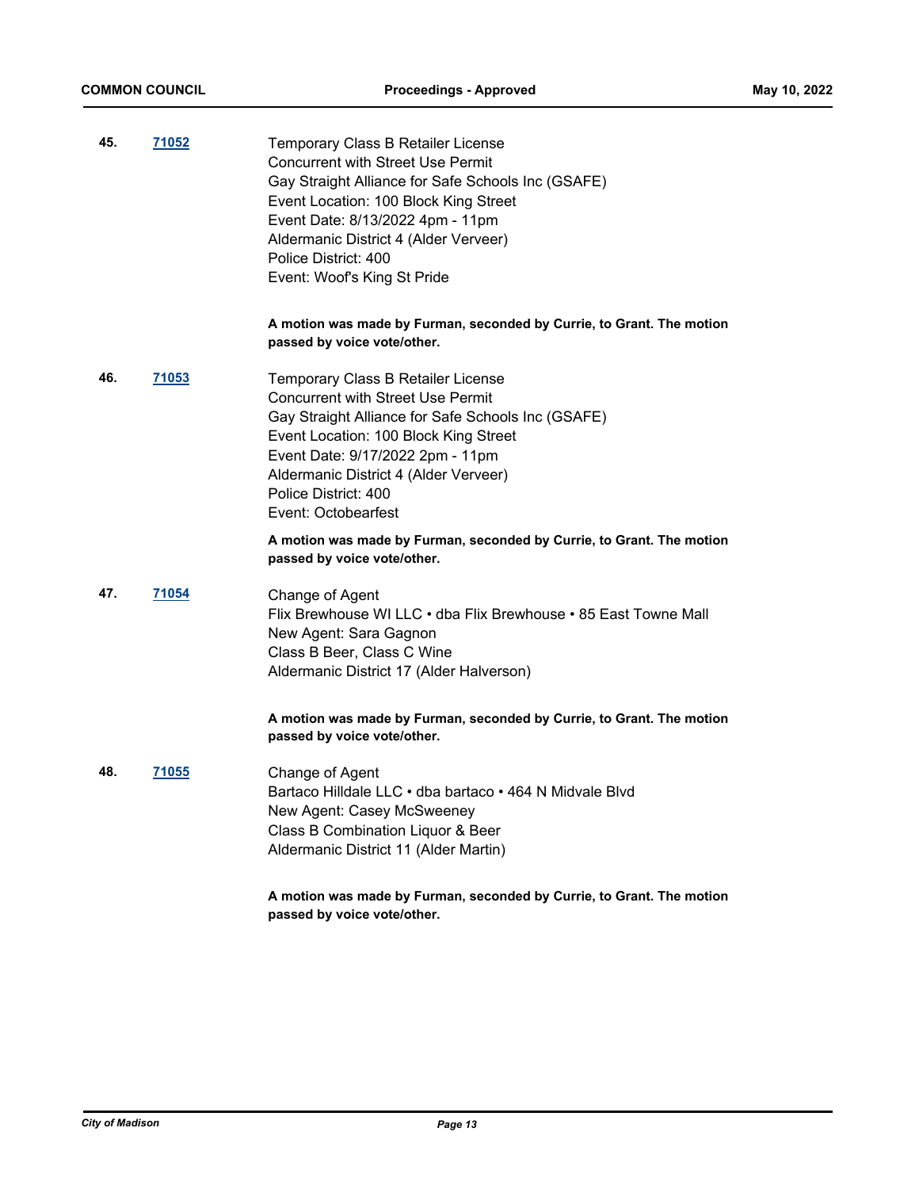**45.** **71052**

Temporary Class B Retailer License
Concurrent with Street Use Permit
Gay Straight Alliance for Safe Schools Inc (GSAFE)
Event Location: 100 Block King Street
Event Date: 8/13/2022 4pm - 11pm
Aldermanic District 4 (Alder Verveer)
Police District: 400
Event: Woof's King St Pride

**A motion was made by Furman, seconded by Currie, to Grant. The motion passed by voice vote/other.**

**46.** **71053**

Temporary Class B Retailer License
Concurrent with Street Use Permit
Gay Straight Alliance for Safe Schools Inc (GSAFE)
Event Location: 100 Block King Street
Event Date: 9/17/2022 2pm - 11pm
Aldermanic District 4 (Alder Verveer)
Police District: 400
Event: Octobearfest

**A motion was made by Furman, seconded by Currie, to Grant. The motion passed by voice vote/other.**

**47.** **71054**

Change of Agent
Flix Brewhouse WI LLC • dba Flix Brewhouse • 85 East Towne Mall
New Agent: Sara Gagnon
Class B Beer, Class C Wine
Aldermanic District 17 (Alder Halverson)

**A motion was made by Furman, seconded by Currie, to Grant. The motion passed by voice vote/other.**

**48.** **71055**

Change of Agent
Bartaco Hilldale LLC • dba bartaco • 464 N Midvale Blvd
New Agent: Casey McSweeney
Class B Combination Liquor & Beer
Aldermanic District 11 (Alder Martin)

**A motion was made by Furman, seconded by Currie, to Grant. The motion passed by voice vote/other.**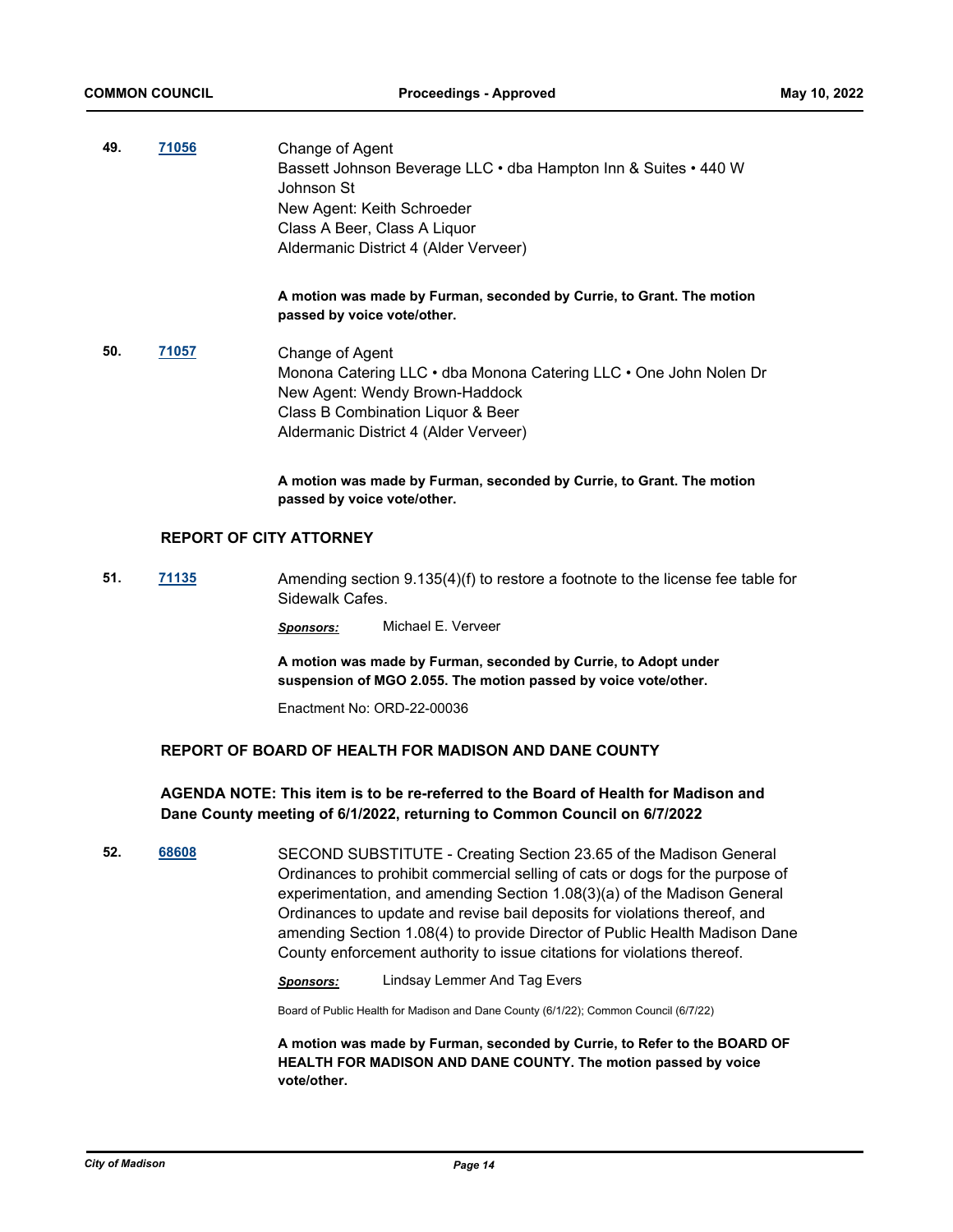**49.** **71056**

Change of Agent
Bassett Johnson Beverage LLC • dba Hampton Inn & Suites • 440 W Johnson St
New Agent: Keith Schroeder
Class A Beer, Class A Liquor
Aldermanic District 4 (Alder Verveer)

**A motion was made by Furman, seconded by Currie, to Grant. The motion passed by voice vote/other.**

**50.** **71057**

Change of Agent
Monona Catering LLC • dba Monona Catering LLC • One John Nolen Dr
New Agent: Wendy Brown-Haddock
Class B Combination Liquor & Beer
Aldermanic District 4 (Alder Verveer)

**A motion was made by Furman, seconded by Currie, to Grant. The motion passed by voice vote/other.**

## REPORT OF CITY ATTORNEY

**51.** **71135**

Amending section 9.135(4)(f) to restore a footnote to the license fee table for Sidewalk Cafes.

***Sponsors:*** Michael E. Verveer

**A motion was made by Furman, seconded by Currie, to Adopt under suspension of MGO 2.055. The motion passed by voice vote/other.**

Enactment No: ORD-22-00036

## REPORT OF BOARD OF HEALTH FOR MADISON AND DANE COUNTY

**AGENDA NOTE: This item is to be re-referred to the Board of Health for Madison and Dane County meeting of 6/1/2022, returning to Common Council on 6/7/2022**

**52.** **68608**

SECOND SUBSTITUTE - Creating Section 23.65 of the Madison General Ordinances to prohibit commercial selling of cats or dogs for the purpose of experimentation, and amending Section 1.08(3)(a) of the Madison General Ordinances to update and revise bail deposits for violations thereof, and amending Section 1.08(4) to provide Director of Public Health Madison Dane County enforcement authority to issue citations for violations thereof.

***Sponsors:*** Lindsay Lemmer And Tag Evers

Board of Public Health for Madison and Dane County (6/1/22); Common Council (6/7/22)

**A motion was made by Furman, seconded by Currie, to Refer to the BOARD OF HEALTH FOR MADISON AND DANE COUNTY. The motion passed by voice vote/other.**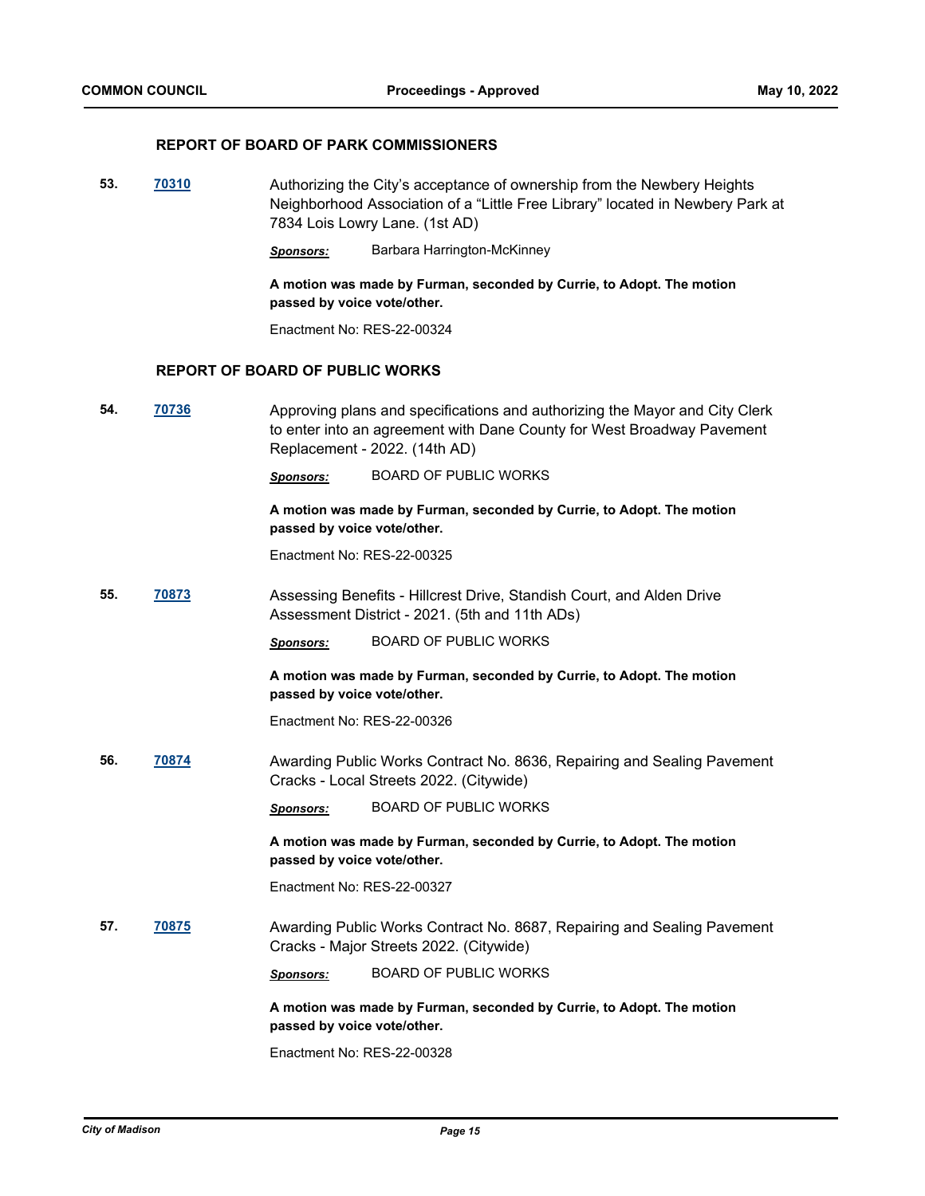## REPORT OF BOARD OF PARK COMMISSIONERS

**53.** **70310** Authorizing the City's acceptance of ownership from the Newbery Heights Neighborhood Association of a "Little Free Library" located in Newbery Park at 7834 Lois Lowry Lane. (1st AD)

***Sponsors:*** Barbara Harrington-McKinney

**A motion was made by Furman, seconded by Currie, to Adopt. The motion passed by voice vote/other.**

Enactment No: RES-22-00324

## REPORT OF BOARD OF PUBLIC WORKS

**54.** **70736** Approving plans and specifications and authorizing the Mayor and City Clerk to enter into an agreement with Dane County for West Broadway Pavement Replacement - 2022. (14th AD)

***Sponsors:*** BOARD OF PUBLIC WORKS

**A motion was made by Furman, seconded by Currie, to Adopt. The motion passed by voice vote/other.**

Enactment No: RES-22-00325

**55.** **70873** Assessing Benefits - Hillcrest Drive, Standish Court, and Alden Drive Assessment District - 2021. (5th and 11th ADs)

***Sponsors:*** BOARD OF PUBLIC WORKS

**A motion was made by Furman, seconded by Currie, to Adopt. The motion passed by voice vote/other.**

Enactment No: RES-22-00326

**56.** **70874** Awarding Public Works Contract No. 8636, Repairing and Sealing Pavement Cracks - Local Streets 2022. (Citywide)

***Sponsors:*** BOARD OF PUBLIC WORKS

**A motion was made by Furman, seconded by Currie, to Adopt. The motion passed by voice vote/other.**

Enactment No: RES-22-00327

**57.** **70875** Awarding Public Works Contract No. 8687, Repairing and Sealing Pavement Cracks - Major Streets 2022. (Citywide)

***Sponsors:*** BOARD OF PUBLIC WORKS

**A motion was made by Furman, seconded by Currie, to Adopt. The motion passed by voice vote/other.**

Enactment No: RES-22-00328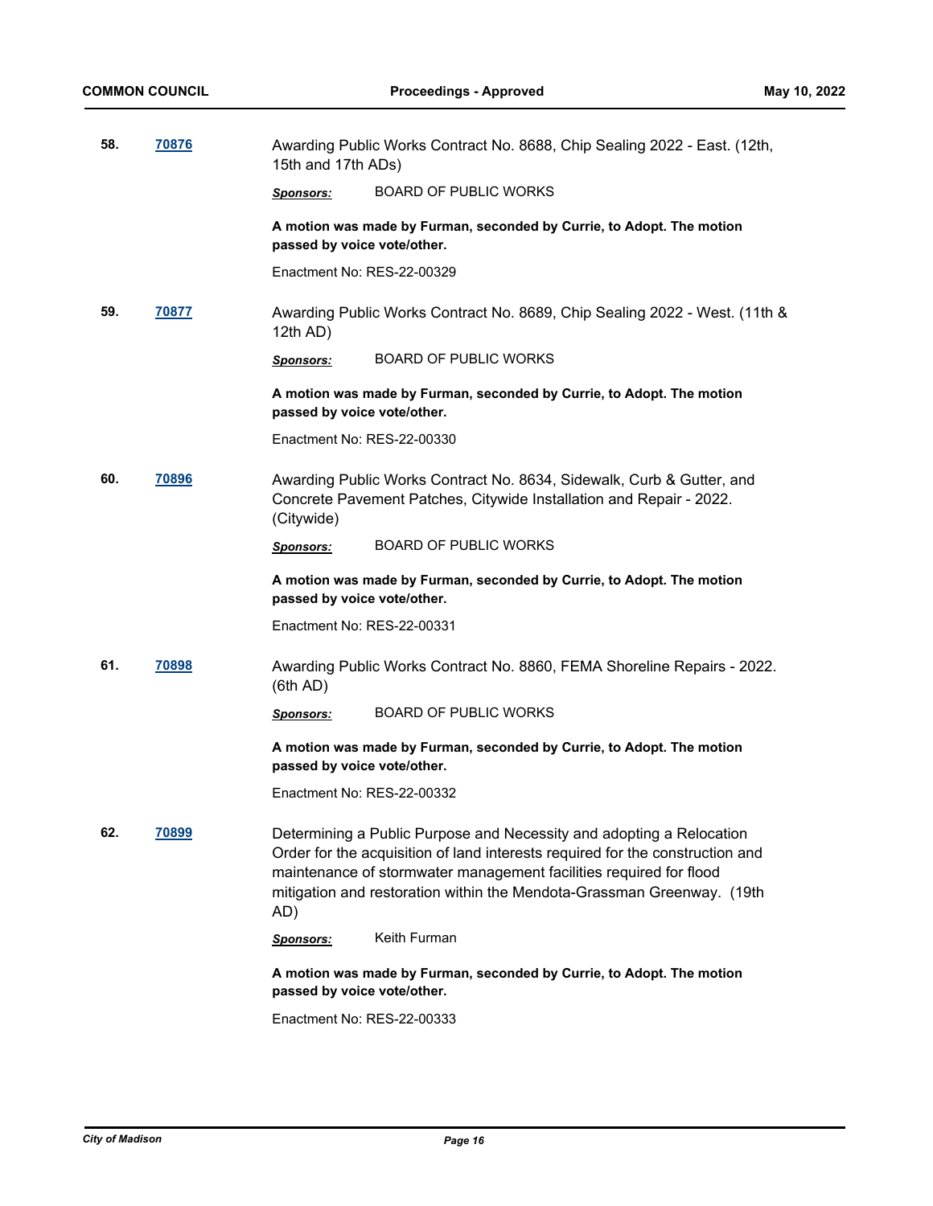**58.** **70876**

Awarding Public Works Contract No. 8688, Chip Sealing 2022 - East. (12th, 15th and 17th ADs)

***Sponsors:*** BOARD OF PUBLIC WORKS

**A motion was made by Furman, seconded by Currie, to Adopt. The motion passed by voice vote/other.**

Enactment No: RES-22-00329

**59.** **70877**

Awarding Public Works Contract No. 8689, Chip Sealing 2022 - West. (11th & 12th AD)

***Sponsors:*** BOARD OF PUBLIC WORKS

**A motion was made by Furman, seconded by Currie, to Adopt. The motion passed by voice vote/other.**

Enactment No: RES-22-00330

**60.** **70896**

Awarding Public Works Contract No. 8634, Sidewalk, Curb & Gutter, and Concrete Pavement Patches, Citywide Installation and Repair - 2022. (Citywide)

***Sponsors:*** BOARD OF PUBLIC WORKS

**A motion was made by Furman, seconded by Currie, to Adopt. The motion passed by voice vote/other.**

Enactment No: RES-22-00331

**61.** **70898**

Awarding Public Works Contract No. 8860, FEMA Shoreline Repairs - 2022. (6th AD)

***Sponsors:*** BOARD OF PUBLIC WORKS

**A motion was made by Furman, seconded by Currie, to Adopt. The motion passed by voice vote/other.**

Enactment No: RES-22-00332

**62.** **70899**

Determining a Public Purpose and Necessity and adopting a Relocation Order for the acquisition of land interests required for the construction and maintenance of stormwater management facilities required for flood mitigation and restoration within the Mendota-Grassman Greenway. (19th AD)

***Sponsors:*** Keith Furman

**A motion was made by Furman, seconded by Currie, to Adopt. The motion passed by voice vote/other.**

Enactment No: RES-22-00333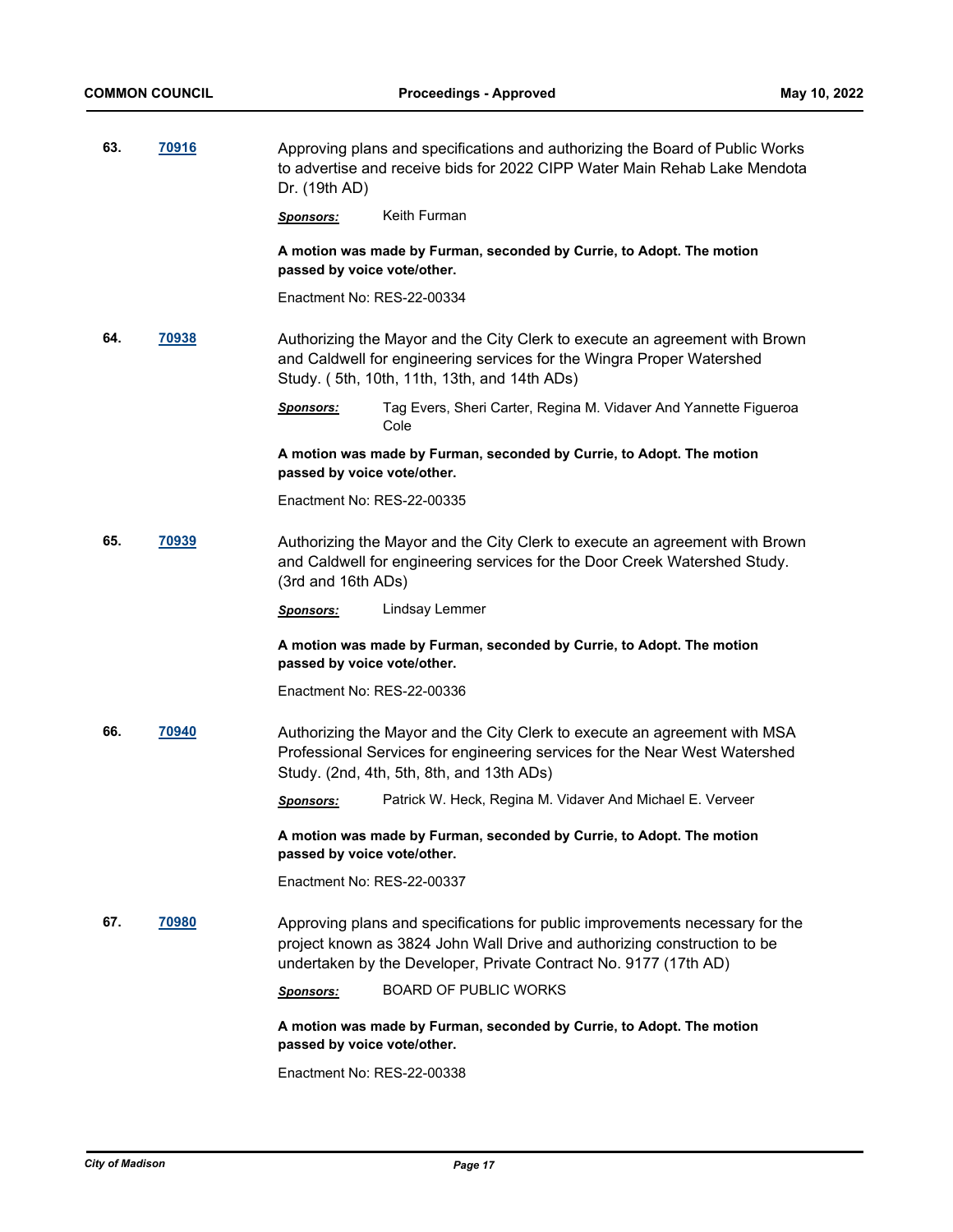**63.** **70916**

Approving plans and specifications and authorizing the Board of Public Works to advertise and receive bids for 2022 CIPP Water Main Rehab Lake Mendota Dr. (19th AD)

***Sponsors:*** Keith Furman

**A motion was made by Furman, seconded by Currie, to Adopt. The motion passed by voice vote/other.**

Enactment No: RES-22-00334

**64.** **70938**

Authorizing the Mayor and the City Clerk to execute an agreement with Brown and Caldwell for engineering services for the Wingra Proper Watershed Study. ( 5th, 10th, 11th, 13th, and 14th ADs)

***Sponsors:*** Tag Evers, Sheri Carter, Regina M. Vidaver And Yannette Figueroa Cole

**A motion was made by Furman, seconded by Currie, to Adopt. The motion passed by voice vote/other.**

Enactment No: RES-22-00335

**65.** **70939**

Authorizing the Mayor and the City Clerk to execute an agreement with Brown and Caldwell for engineering services for the Door Creek Watershed Study. (3rd and 16th ADs)

***Sponsors:*** Lindsay Lemmer

**A motion was made by Furman, seconded by Currie, to Adopt. The motion passed by voice vote/other.**

Enactment No: RES-22-00336

**66.** **70940**

Authorizing the Mayor and the City Clerk to execute an agreement with MSA Professional Services for engineering services for the Near West Watershed Study. (2nd, 4th, 5th, 8th, and 13th ADs)

***Sponsors:*** Patrick W. Heck, Regina M. Vidaver And Michael E. Verveer

**A motion was made by Furman, seconded by Currie, to Adopt. The motion passed by voice vote/other.**

Enactment No: RES-22-00337

**67.** **70980**

Approving plans and specifications for public improvements necessary for the project known as 3824 John Wall Drive and authorizing construction to be undertaken by the Developer, Private Contract No. 9177 (17th AD)

***Sponsors:*** BOARD OF PUBLIC WORKS

**A motion was made by Furman, seconded by Currie, to Adopt. The motion passed by voice vote/other.**

Enactment No: RES-22-00338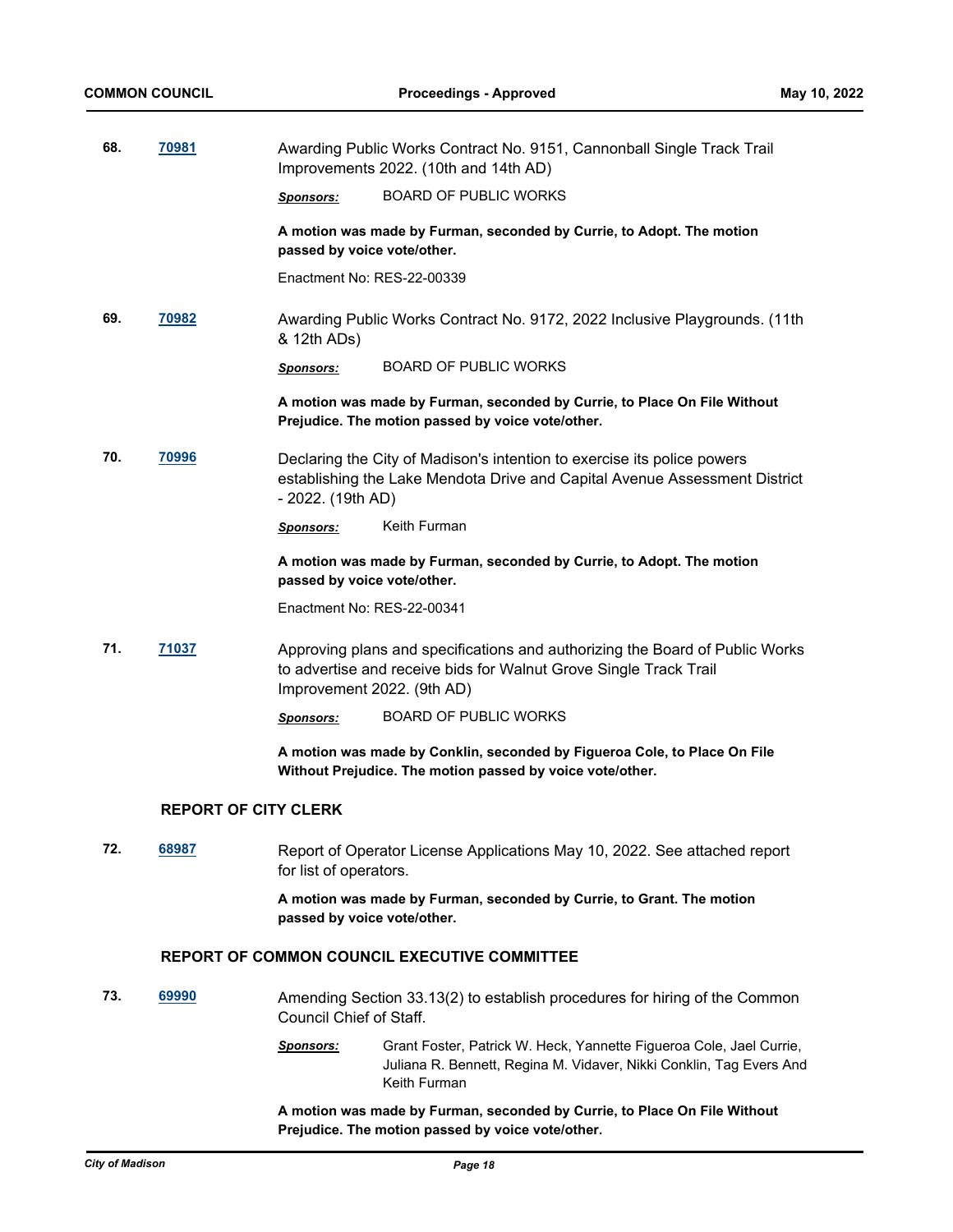**68.** **70981** Awarding Public Works Contract No. 9151, Cannonball Single Track Trail Improvements 2022. (10th and 14th AD)

*Sponsors:* BOARD OF PUBLIC WORKS

**A motion was made by Furman, seconded by Currie, to Adopt. The motion passed by voice vote/other.**

Enactment No: RES-22-00339

**69.** **70982** Awarding Public Works Contract No. 9172, 2022 Inclusive Playgrounds. (11th & 12th ADs)

*Sponsors:* BOARD OF PUBLIC WORKS

**A motion was made by Furman, seconded by Currie, to Place On File Without Prejudice. The motion passed by voice vote/other.**

**70.** **70996** Declaring the City of Madison's intention to exercise its police powers establishing the Lake Mendota Drive and Capital Avenue Assessment District - 2022. (19th AD)

*Sponsors:* Keith Furman

**A motion was made by Furman, seconded by Currie, to Adopt. The motion passed by voice vote/other.**

Enactment No: RES-22-00341

**71.** **71037** Approving plans and specifications and authorizing the Board of Public Works to advertise and receive bids for Walnut Grove Single Track Trail Improvement 2022. (9th AD)

*Sponsors:* BOARD OF PUBLIC WORKS

**A motion was made by Conklin, seconded by Figueroa Cole, to Place On File Without Prejudice. The motion passed by voice vote/other.**

## REPORT OF CITY CLERK

**72.** **68987** Report of Operator License Applications May 10, 2022. See attached report for list of operators.

**A motion was made by Furman, seconded by Currie, to Grant. The motion passed by voice vote/other.**

## REPORT OF COMMON COUNCIL EXECUTIVE COMMITTEE

**73.** **69990** Amending Section 33.13(2) to establish procedures for hiring of the Common Council Chief of Staff.

*Sponsors:* Grant Foster, Patrick W. Heck, Yannette Figueroa Cole, Jael Currie, Juliana R. Bennett, Regina M. Vidaver, Nikki Conklin, Tag Evers And Keith Furman

**A motion was made by Furman, seconded by Currie, to Place On File Without Prejudice. The motion passed by voice vote/other.**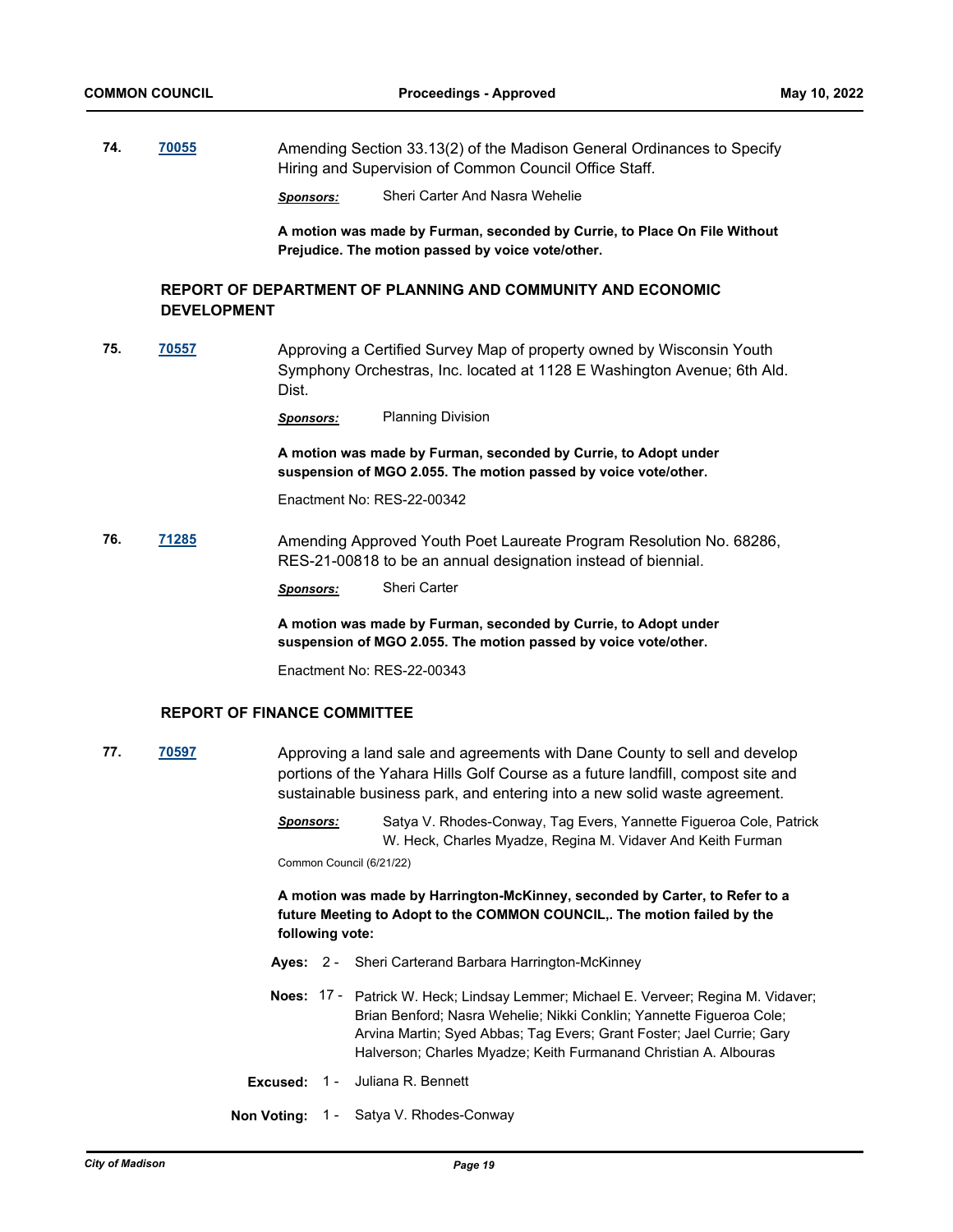**74.** **70055** Amending Section 33.13(2) of the Madison General Ordinances to Specify Hiring and Supervision of Common Council Office Staff.

***Sponsors:*** Sheri Carter And Nasra Wehelie

**A motion was made by Furman, seconded by Currie, to Place On File Without Prejudice. The motion passed by voice vote/other.**

### REPORT OF DEPARTMENT OF PLANNING AND COMMUNITY AND ECONOMIC DEVELOPMENT

**75.** **70557** Approving a Certified Survey Map of property owned by Wisconsin Youth Symphony Orchestras, Inc. located at 1128 E Washington Avenue; 6th Ald. Dist.

***Sponsors:*** Planning Division

**A motion was made by Furman, seconded by Currie, to Adopt under suspension of MGO 2.055. The motion passed by voice vote/other.**

Enactment No: RES-22-00342

**76.** **71285** Amending Approved Youth Poet Laureate Program Resolution No. 68286, RES-21-00818 to be an annual designation instead of biennial.

***Sponsors:*** Sheri Carter

**A motion was made by Furman, seconded by Currie, to Adopt under suspension of MGO 2.055. The motion passed by voice vote/other.**

Enactment No: RES-22-00343

### REPORT OF FINANCE COMMITTEE

**77.** **70597** Approving a land sale and agreements with Dane County to sell and develop portions of the Yahara Hills Golf Course as a future landfill, compost site and sustainable business park, and entering into a new solid waste agreement.

***Sponsors:*** Satya V. Rhodes-Conway, Tag Evers, Yannette Figueroa Cole, Patrick W. Heck, Charles Myadze, Regina M. Vidaver And Keith Furman

Common Council (6/21/22)

**A motion was made by Harrington-McKinney, seconded by Carter, to Refer to a future Meeting to Adopt to the COMMON COUNCIL,. The motion failed by the following vote:**

**Ayes:** 2 - Sheri Carterand Barbara Harrington-McKinney

**Noes:** 17 - Patrick W. Heck; Lindsay Lemmer; Michael E. Verveer; Regina M. Vidaver; Brian Benford; Nasra Wehelie; Nikki Conklin; Yannette Figueroa Cole; Arvina Martin; Syed Abbas; Tag Evers; Grant Foster; Jael Currie; Gary Halverson; Charles Myadze; Keith Furmanand Christian A. Albouras

**Excused:** 1 - Juliana R. Bennett

**Non Voting:** 1 - Satya V. Rhodes-Conway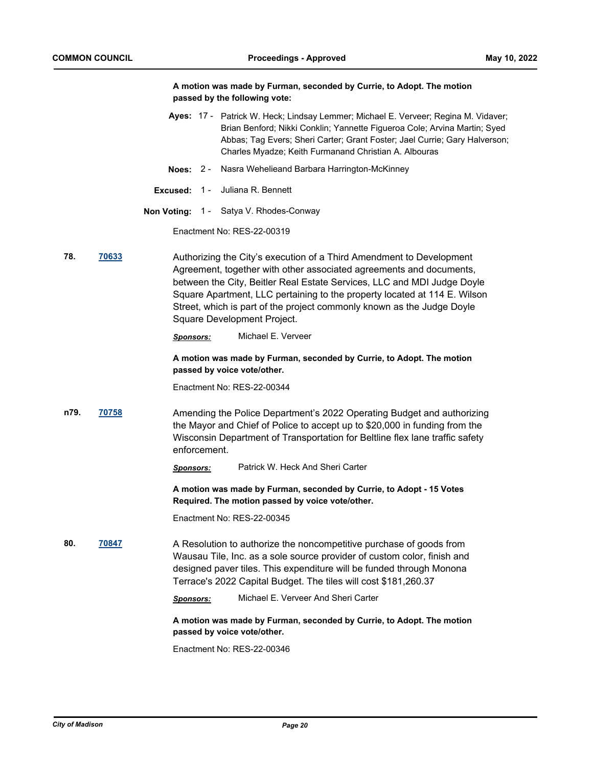**A motion was made by Furman, seconded by Currie, to Adopt. The motion passed by the following vote:**

**Ayes:** 17 - Patrick W. Heck; Lindsay Lemmer; Michael E. Verveer; Regina M. Vidaver; Brian Benford; Nikki Conklin; Yannette Figueroa Cole; Arvina Martin; Syed Abbas; Tag Evers; Sheri Carter; Grant Foster; Jael Currie; Gary Halverson; Charles Myadze; Keith Furmanand Christian A. Albouras

**Noes:** 2 - Nasra Wehelieand Barbara Harrington-McKinney

**Excused:** 1 - Juliana R. Bennett

**Non Voting:** 1 - Satya V. Rhodes-Conway

Enactment No: RES-22-00319

**78.** [70633](70633) Authorizing the City's execution of a Third Amendment to Development Agreement, together with other associated agreements and documents, between the City, Beitler Real Estate Services, LLC and MDI Judge Doyle Square Apartment, LLC pertaining to the property located at 114 E. Wilson Street, which is part of the project commonly known as the Judge Doyle Square Development Project.

***Sponsors:*** Michael E. Verveer

**A motion was made by Furman, seconded by Currie, to Adopt. The motion passed by voice vote/other.**

Enactment No: RES-22-00344

**n79.** [70758](70758) Amending the Police Department's 2022 Operating Budget and authorizing the Mayor and Chief of Police to accept up to $20,000 in funding from the Wisconsin Department of Transportation for Beltline flex lane traffic safety enforcement.

***Sponsors:*** Patrick W. Heck And Sheri Carter

**A motion was made by Furman, seconded by Currie, to Adopt - 15 Votes Required. The motion passed by voice vote/other.**

Enactment No: RES-22-00345

**80.** [70847](70847) A Resolution to authorize the noncompetitive purchase of goods from Wausau Tile, Inc. as a sole source provider of custom color, finish and designed paver tiles. This expenditure will be funded through Monona Terrace's 2022 Capital Budget. The tiles will cost $181,260.37

***Sponsors:*** Michael E. Verveer And Sheri Carter

**A motion was made by Furman, seconded by Currie, to Adopt. The motion passed by voice vote/other.**

Enactment No: RES-22-00346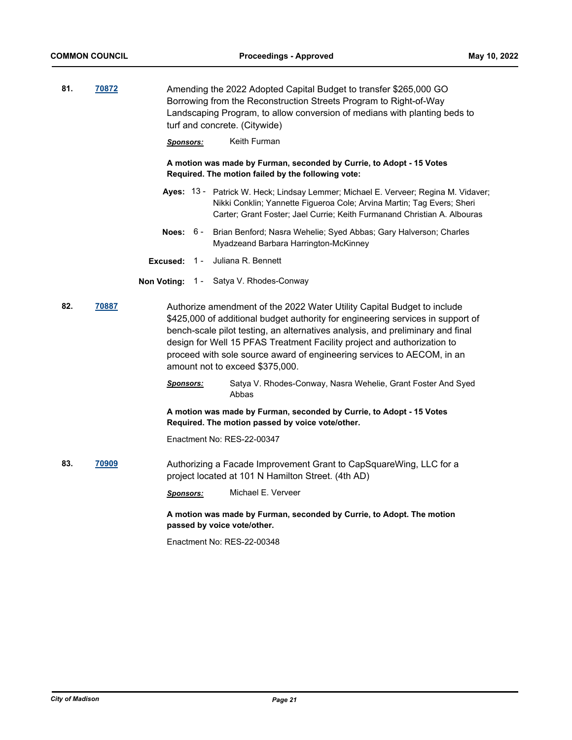**81.** **70872**

Amending the 2022 Adopted Capital Budget to transfer $265,000 GO Borrowing from the Reconstruction Streets Program to Right-of-Way Landscaping Program, to allow conversion of medians with planting beds to turf and concrete. (Citywide)

***Sponsors:*** Keith Furman

**A motion was made by Furman, seconded by Currie, to Adopt - 15 Votes Required. The motion failed by the following vote:**

**Ayes:** 13 - Patrick W. Heck; Lindsay Lemmer; Michael E. Verveer; Regina M. Vidaver; Nikki Conklin; Yannette Figueroa Cole; Arvina Martin; Tag Evers; Sheri Carter; Grant Foster; Jael Currie; Keith Furmanand Christian A. Albouras

**Noes:** 6 - Brian Benford; Nasra Wehelie; Syed Abbas; Gary Halverson; Charles Myadzeand Barbara Harrington-McKinney

**Excused:** 1 - Juliana R. Bennett

**Non Voting:** 1 - Satya V. Rhodes-Conway

**82.** **70887**

Authorize amendment of the 2022 Water Utility Capital Budget to include $425,000 of additional budget authority for engineering services in support of bench-scale pilot testing, an alternatives analysis, and preliminary and final design for Well 15 PFAS Treatment Facility project and authorization to proceed with sole source award of engineering services to AECOM, in an amount not to exceed $375,000.

***Sponsors:*** Satya V. Rhodes-Conway, Nasra Wehelie, Grant Foster And Syed Abbas

**A motion was made by Furman, seconded by Currie, to Adopt - 15 Votes Required. The motion passed by voice vote/other.**

Enactment No: RES-22-00347

**83.** **70909**

Authorizing a Facade Improvement Grant to CapSquareWing, LLC for a project located at 101 N Hamilton Street. (4th AD)

***Sponsors:*** Michael E. Verveer

**A motion was made by Furman, seconded by Currie, to Adopt. The motion passed by voice vote/other.**

Enactment No: RES-22-00348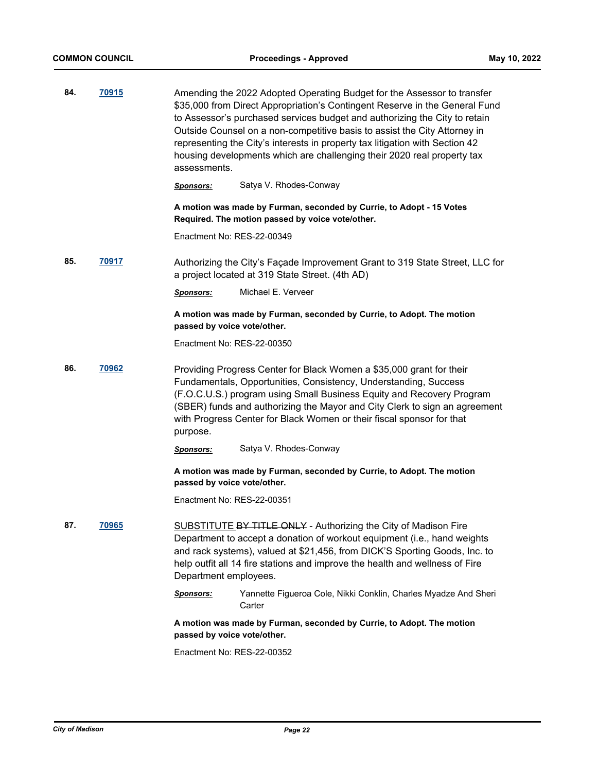**84.** **70915**

Amending the 2022 Adopted Operating Budget for the Assessor to transfer $35,000 from Direct Appropriation's Contingent Reserve in the General Fund to Assessor's purchased services budget and authorizing the City to retain Outside Counsel on a non-competitive basis to assist the City Attorney in representing the City's interests in property tax litigation with Section 42 housing developments which are challenging their 2020 real property tax assessments.

***Sponsors:*** Satya V. Rhodes-Conway

**A motion was made by Furman, seconded by Currie, to Adopt - 15 Votes Required. The motion passed by voice vote/other.**

Enactment No: RES-22-00349

**85.** **70917**

Authorizing the City's Façade Improvement Grant to 319 State Street, LLC for a project located at 319 State Street. (4th AD)

***Sponsors:*** Michael E. Verveer

**A motion was made by Furman, seconded by Currie, to Adopt. The motion passed by voice vote/other.**

Enactment No: RES-22-00350

**86.** **70962**

Providing Progress Center for Black Women a $35,000 grant for their Fundamentals, Opportunities, Consistency, Understanding, Success (F.O.C.U.S.) program using Small Business Equity and Recovery Program (SBER) funds and authorizing the Mayor and City Clerk to sign an agreement with Progress Center for Black Women or their fiscal sponsor for that purpose.

***Sponsors:*** Satya V. Rhodes-Conway

**A motion was made by Furman, seconded by Currie, to Adopt. The motion passed by voice vote/other.**

Enactment No: RES-22-00351

**87.** **70965**

SUBSTITUTE ~~BY TITLE ONLY~~ - Authorizing the City of Madison Fire Department to accept a donation of workout equipment (i.e., hand weights and rack systems), valued at $21,456, from DICK'S Sporting Goods, Inc. to help outfit all 14 fire stations and improve the health and wellness of Fire Department employees.

***Sponsors:*** Yannette Figueroa Cole, Nikki Conklin, Charles Myadze And Sheri Carter

**A motion was made by Furman, seconded by Currie, to Adopt. The motion passed by voice vote/other.**

Enactment No: RES-22-00352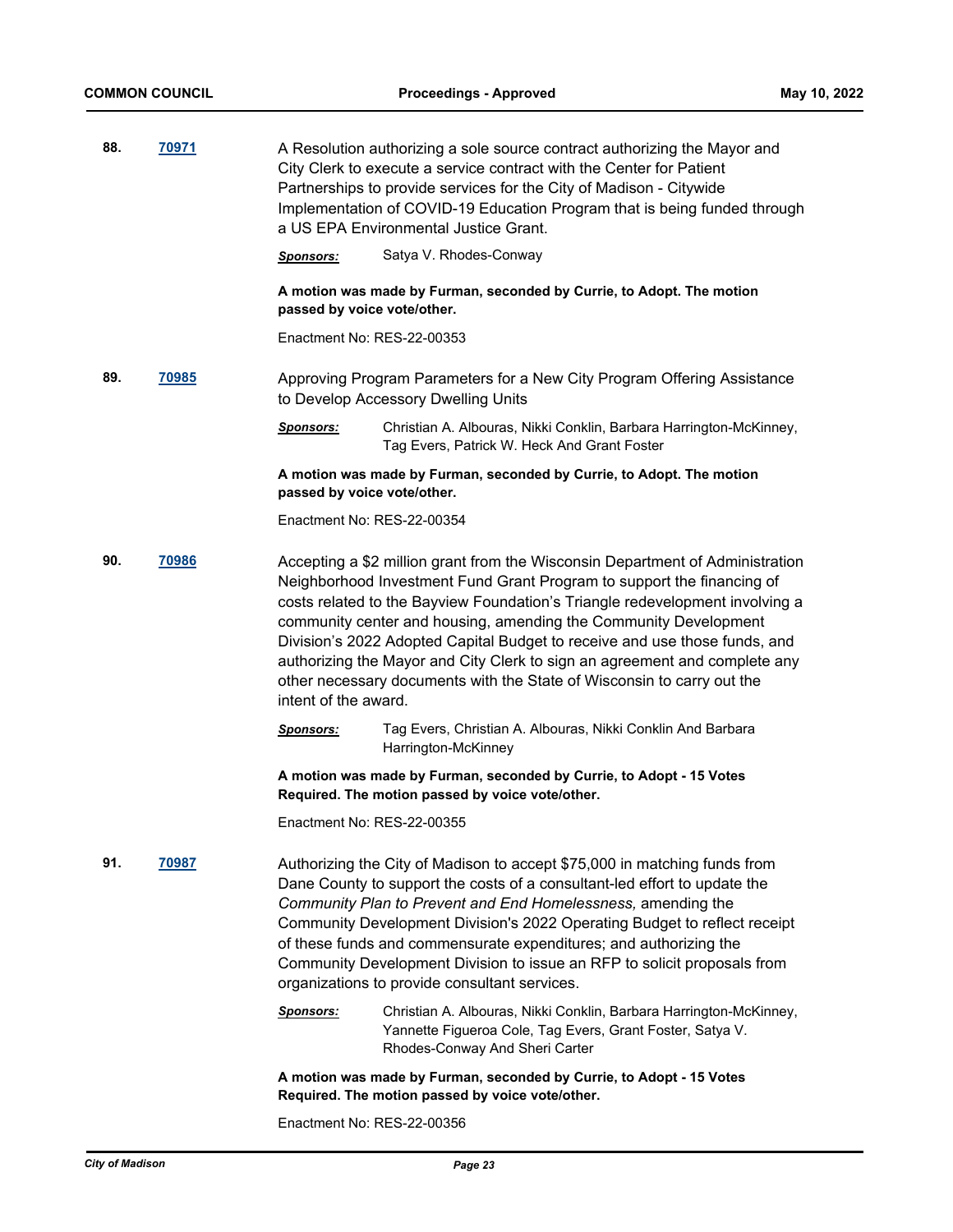**88.** **70971**

A Resolution authorizing a sole source contract authorizing the Mayor and City Clerk to execute a service contract with the Center for Patient Partnerships to provide services for the City of Madison - Citywide Implementation of COVID-19 Education Program that is being funded through a US EPA Environmental Justice Grant.

***Sponsors:*** Satya V. Rhodes-Conway

**A motion was made by Furman, seconded by Currie, to Adopt. The motion passed by voice vote/other.**

Enactment No: RES-22-00353

**89.** **70985**

Approving Program Parameters for a New City Program Offering Assistance to Develop Accessory Dwelling Units

***Sponsors:*** Christian A. Albouras, Nikki Conklin, Barbara Harrington-McKinney, Tag Evers, Patrick W. Heck And Grant Foster

**A motion was made by Furman, seconded by Currie, to Adopt. The motion passed by voice vote/other.**

Enactment No: RES-22-00354

**90.** **70986**

Accepting a $2 million grant from the Wisconsin Department of Administration Neighborhood Investment Fund Grant Program to support the financing of costs related to the Bayview Foundation's Triangle redevelopment involving a community center and housing, amending the Community Development Division's 2022 Adopted Capital Budget to receive and use those funds, and authorizing the Mayor and City Clerk to sign an agreement and complete any other necessary documents with the State of Wisconsin to carry out the intent of the award.

***Sponsors:*** Tag Evers, Christian A. Albouras, Nikki Conklin And Barbara Harrington-McKinney

**A motion was made by Furman, seconded by Currie, to Adopt - 15 Votes Required. The motion passed by voice vote/other.**

Enactment No: RES-22-00355

**91.** **70987**

Authorizing the City of Madison to accept $75,000 in matching funds from Dane County to support the costs of a consultant-led effort to update the *Community Plan to Prevent and End Homelessness,* amending the Community Development Division's 2022 Operating Budget to reflect receipt of these funds and commensurate expenditures; and authorizing the Community Development Division to issue an RFP to solicit proposals from organizations to provide consultant services.

***Sponsors:*** Christian A. Albouras, Nikki Conklin, Barbara Harrington-McKinney, Yannette Figueroa Cole, Tag Evers, Grant Foster, Satya V. Rhodes-Conway And Sheri Carter

**A motion was made by Furman, seconded by Currie, to Adopt - 15 Votes Required. The motion passed by voice vote/other.**

Enactment No: RES-22-00356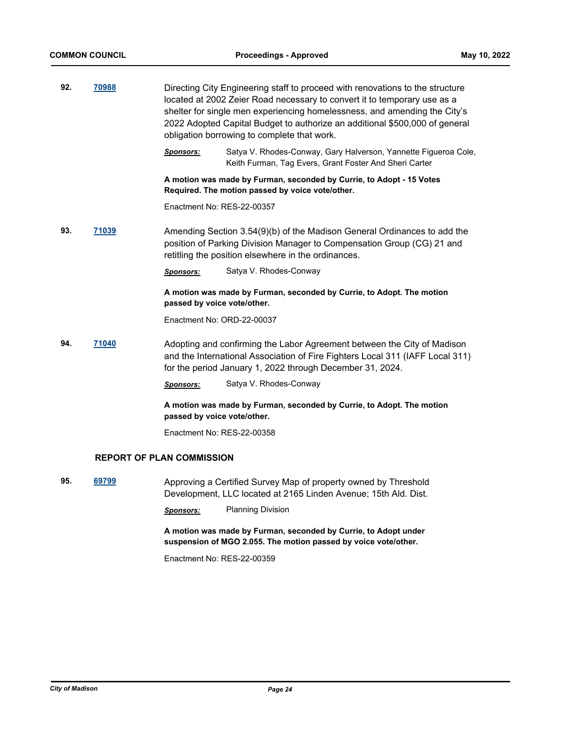**92.** **70988**

Directing City Engineering staff to proceed with renovations to the structure located at 2002 Zeier Road necessary to convert it to temporary use as a shelter for single men experiencing homelessness, and amending the City's 2022 Adopted Capital Budget to authorize an additional $500,000 of general obligation borrowing to complete that work.

***Sponsors:*** Satya V. Rhodes-Conway, Gary Halverson, Yannette Figueroa Cole, Keith Furman, Tag Evers, Grant Foster And Sheri Carter

**A motion was made by Furman, seconded by Currie, to Adopt - 15 Votes Required. The motion passed by voice vote/other.**

Enactment No: RES-22-00357

**93.** **71039**

Amending Section 3.54(9)(b) of the Madison General Ordinances to add the position of Parking Division Manager to Compensation Group (CG) 21 and retitling the position elsewhere in the ordinances.

***Sponsors:*** Satya V. Rhodes-Conway

**A motion was made by Furman, seconded by Currie, to Adopt. The motion passed by voice vote/other.**

Enactment No: ORD-22-00037

**94.** **71040**

Adopting and confirming the Labor Agreement between the City of Madison and the International Association of Fire Fighters Local 311 (IAFF Local 311) for the period January 1, 2022 through December 31, 2024.

***Sponsors:*** Satya V. Rhodes-Conway

**A motion was made by Furman, seconded by Currie, to Adopt. The motion passed by voice vote/other.**

Enactment No: RES-22-00358

## REPORT OF PLAN COMMISSION

**95.** **69799**

Approving a Certified Survey Map of property owned by Threshold Development, LLC located at 2165 Linden Avenue; 15th Ald. Dist.

***Sponsors:*** Planning Division

**A motion was made by Furman, seconded by Currie, to Adopt under suspension of MGO 2.055. The motion passed by voice vote/other.**

Enactment No: RES-22-00359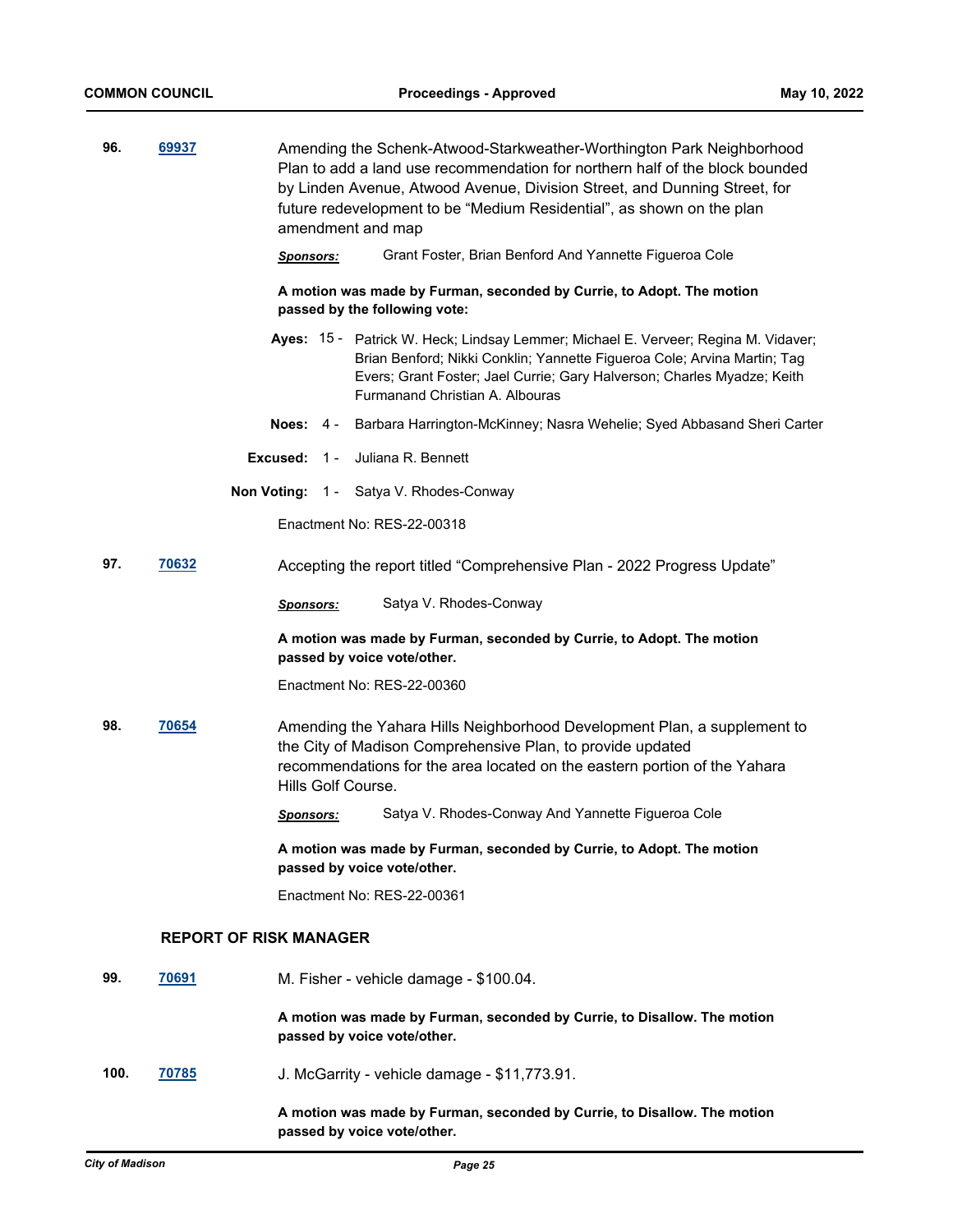**96.** **69937** Amending the Schenk-Atwood-Starkweather-Worthington Park Neighborhood Plan to add a land use recommendation for northern half of the block bounded by Linden Avenue, Atwood Avenue, Division Street, and Dunning Street, for future redevelopment to be "Medium Residential", as shown on the plan amendment and map

***Sponsors:*** Grant Foster, Brian Benford And Yannette Figueroa Cole

**A motion was made by Furman, seconded by Currie, to Adopt. The motion passed by the following vote:**

**Ayes:** 15 - Patrick W. Heck; Lindsay Lemmer; Michael E. Verveer; Regina M. Vidaver; Brian Benford; Nikki Conklin; Yannette Figueroa Cole; Arvina Martin; Tag Evers; Grant Foster; Jael Currie; Gary Halverson; Charles Myadze; Keith Furmanand Christian A. Albouras

**Noes:** 4 - Barbara Harrington-McKinney; Nasra Wehelie; Syed Abbasand Sheri Carter

**Excused:** 1 - Juliana R. Bennett

**Non Voting:** 1 - Satya V. Rhodes-Conway

Enactment No: RES-22-00318

**97.** **70632** Accepting the report titled "Comprehensive Plan - 2022 Progress Update"

***Sponsors:*** Satya V. Rhodes-Conway

**A motion was made by Furman, seconded by Currie, to Adopt. The motion passed by voice vote/other.**

Enactment No: RES-22-00360

**98.** **70654** Amending the Yahara Hills Neighborhood Development Plan, a supplement to the City of Madison Comprehensive Plan, to provide updated recommendations for the area located on the eastern portion of the Yahara Hills Golf Course.

***Sponsors:*** Satya V. Rhodes-Conway And Yannette Figueroa Cole

**A motion was made by Furman, seconded by Currie, to Adopt. The motion passed by voice vote/other.**

Enactment No: RES-22-00361

## REPORT OF RISK MANAGER

**99.** **70691** M. Fisher - vehicle damage - $100.04.

**A motion was made by Furman, seconded by Currie, to Disallow. The motion passed by voice vote/other.**

**100.** **70785** J. McGarrity - vehicle damage - $11,773.91.

**A motion was made by Furman, seconded by Currie, to Disallow. The motion passed by voice vote/other.**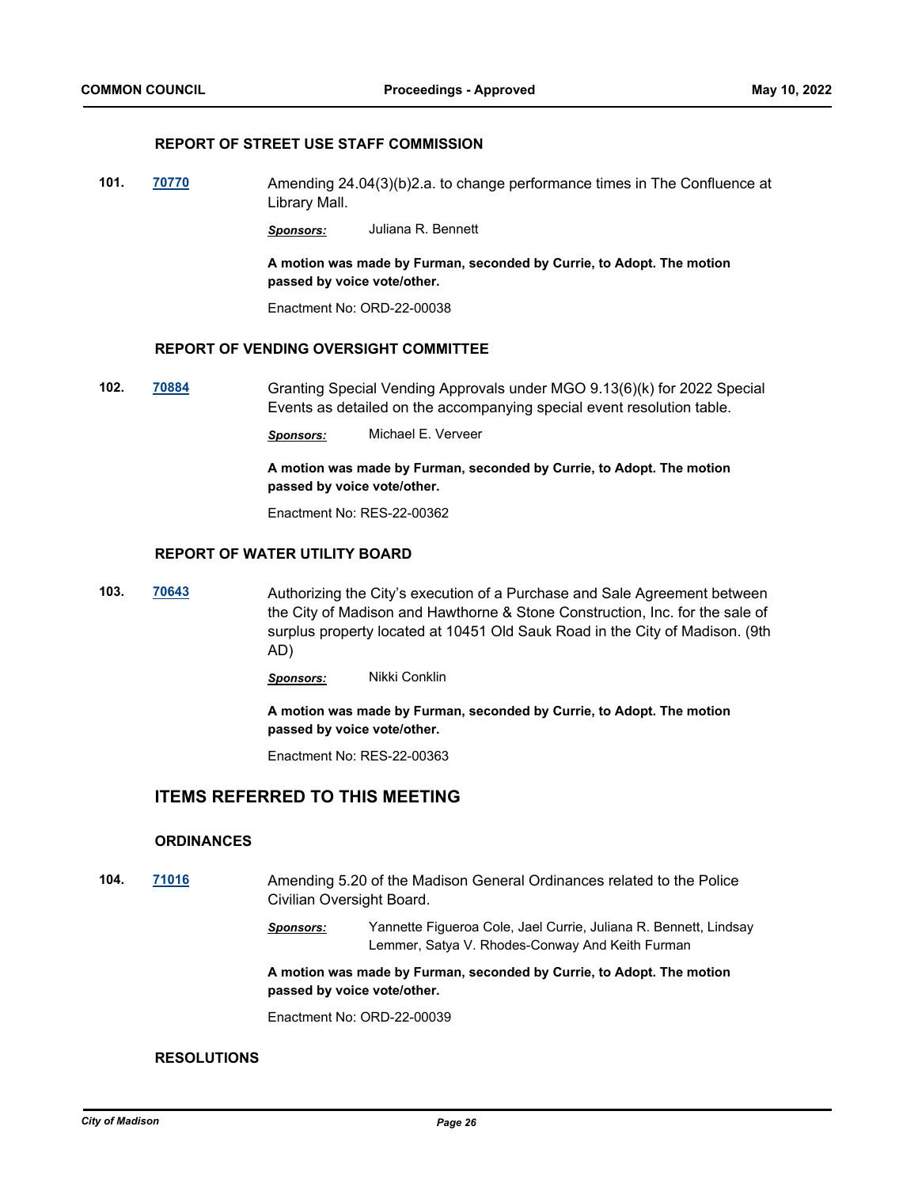### REPORT OF STREET USE STAFF COMMISSION

**101.** **70770** Amending 24.04(3)(b)2.a. to change performance times in The Confluence at Library Mall.

***Sponsors:*** Juliana R. Bennett

**A motion was made by Furman, seconded by Currie, to Adopt. The motion passed by voice vote/other.**

Enactment No: ORD-22-00038

### REPORT OF VENDING OVERSIGHT COMMITTEE

**102.** **70884** Granting Special Vending Approvals under MGO 9.13(6)(k) for 2022 Special Events as detailed on the accompanying special event resolution table.

***Sponsors:*** Michael E. Verveer

**A motion was made by Furman, seconded by Currie, to Adopt. The motion passed by voice vote/other.**

Enactment No: RES-22-00362

### REPORT OF WATER UTILITY BOARD

**103.** **70643** Authorizing the City's execution of a Purchase and Sale Agreement between the City of Madison and Hawthorne & Stone Construction, Inc. for the sale of surplus property located at 10451 Old Sauk Road in the City of Madison. (9th AD)

***Sponsors:*** Nikki Conklin

**A motion was made by Furman, seconded by Currie, to Adopt. The motion passed by voice vote/other.**

Enactment No: RES-22-00363

## ITEMS REFERRED TO THIS MEETING

### ORDINANCES

**104.** **71016** Amending 5.20 of the Madison General Ordinances related to the Police Civilian Oversight Board.

***Sponsors:*** Yannette Figueroa Cole, Jael Currie, Juliana R. Bennett, Lindsay Lemmer, Satya V. Rhodes-Conway And Keith Furman

**A motion was made by Furman, seconded by Currie, to Adopt. The motion passed by voice vote/other.**

Enactment No: ORD-22-00039

### RESOLUTIONS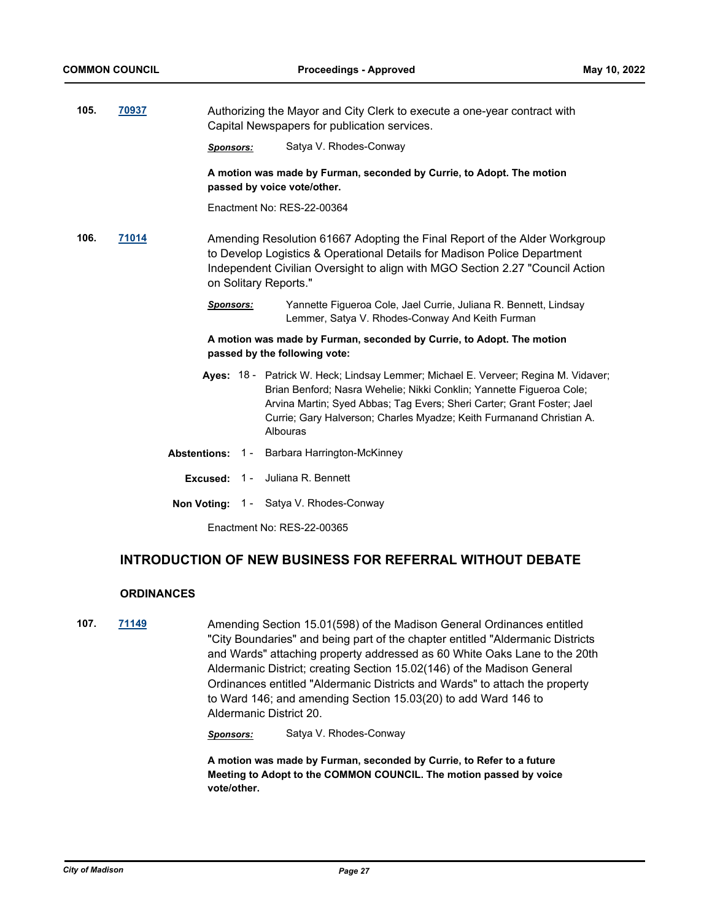**105.** **70937**

Authorizing the Mayor and City Clerk to execute a one-year contract with Capital Newspapers for publication services.

***Sponsors:*** Satya V. Rhodes-Conway

**A motion was made by Furman, seconded by Currie, to Adopt. The motion passed by voice vote/other.**

Enactment No: RES-22-00364

**106.** **71014**

Amending Resolution 61667 Adopting the Final Report of the Alder Workgroup to Develop Logistics & Operational Details for Madison Police Department Independent Civilian Oversight to align with MGO Section 2.27 "Council Action on Solitary Reports."

***Sponsors:*** Yannette Figueroa Cole, Jael Currie, Juliana R. Bennett, Lindsay Lemmer, Satya V. Rhodes-Conway And Keith Furman

**A motion was made by Furman, seconded by Currie, to Adopt. The motion passed by the following vote:**

**Ayes:** 18 - Patrick W. Heck; Lindsay Lemmer; Michael E. Verveer; Regina M. Vidaver; Brian Benford; Nasra Wehelie; Nikki Conklin; Yannette Figueroa Cole; Arvina Martin; Syed Abbas; Tag Evers; Sheri Carter; Grant Foster; Jael Currie; Gary Halverson; Charles Myadze; Keith Furmanand Christian A. Albouras

**Abstentions:** 1 - Barbara Harrington-McKinney

**Excused:** 1 - Juliana R. Bennett

**Non Voting:** 1 - Satya V. Rhodes-Conway

Enactment No: RES-22-00365

## INTRODUCTION OF NEW BUSINESS FOR REFERRAL WITHOUT DEBATE

### ORDINANCES

**107.** **71149**

Amending Section 15.01(598) of the Madison General Ordinances entitled "City Boundaries" and being part of the chapter entitled "Aldermanic Districts and Wards" attaching property addressed as 60 White Oaks Lane to the 20th Aldermanic District; creating Section 15.02(146) of the Madison General Ordinances entitled "Aldermanic Districts and Wards" to attach the property to Ward 146; and amending Section 15.03(20) to add Ward 146 to Aldermanic District 20.

***Sponsors:*** Satya V. Rhodes-Conway

**A motion was made by Furman, seconded by Currie, to Refer to a future Meeting to Adopt to the COMMON COUNCIL. The motion passed by voice vote/other.**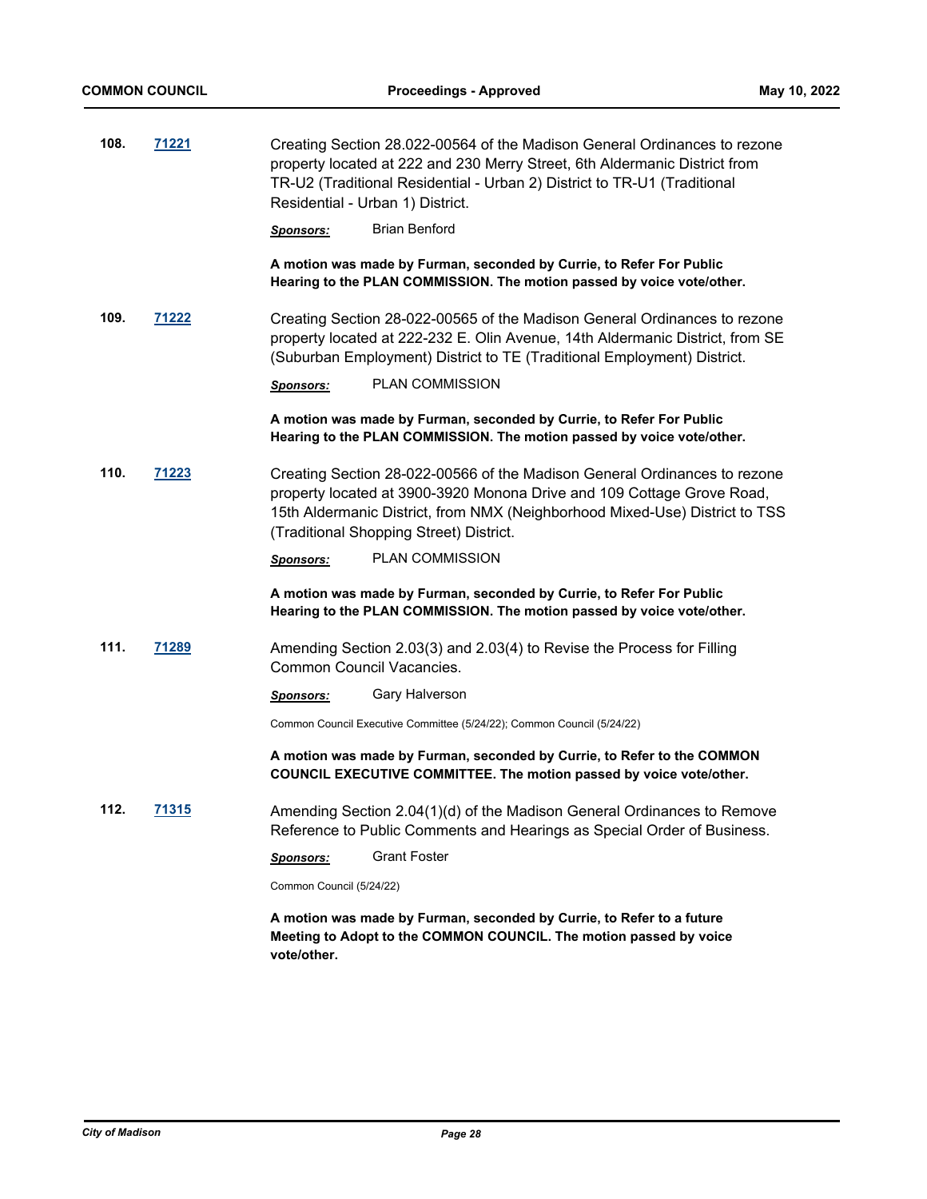**108.** **71221**

Creating Section 28.022-00564 of the Madison General Ordinances to rezone property located at 222 and 230 Merry Street, 6th Aldermanic District from TR-U2 (Traditional Residential - Urban 2) District to TR-U1 (Traditional Residential - Urban 1) District.

***Sponsors:*** Brian Benford

**A motion was made by Furman, seconded by Currie, to Refer For Public Hearing to the PLAN COMMISSION. The motion passed by voice vote/other.**

**109.** **71222**

Creating Section 28-022-00565 of the Madison General Ordinances to rezone property located at 222-232 E. Olin Avenue, 14th Aldermanic District, from SE (Suburban Employment) District to TE (Traditional Employment) District.

***Sponsors:*** PLAN COMMISSION

**A motion was made by Furman, seconded by Currie, to Refer For Public Hearing to the PLAN COMMISSION. The motion passed by voice vote/other.**

**110.** **71223**

Creating Section 28-022-00566 of the Madison General Ordinances to rezone property located at 3900-3920 Monona Drive and 109 Cottage Grove Road, 15th Aldermanic District, from NMX (Neighborhood Mixed-Use) District to TSS (Traditional Shopping Street) District.

***Sponsors:*** PLAN COMMISSION

**A motion was made by Furman, seconded by Currie, to Refer For Public Hearing to the PLAN COMMISSION. The motion passed by voice vote/other.**

**111.** **71289**

Amending Section 2.03(3) and 2.03(4) to Revise the Process for Filling Common Council Vacancies.

***Sponsors:*** Gary Halverson

Common Council Executive Committee (5/24/22); Common Council (5/24/22)

**A motion was made by Furman, seconded by Currie, to Refer to the COMMON COUNCIL EXECUTIVE COMMITTEE. The motion passed by voice vote/other.**

**112.** **71315**

Amending Section 2.04(1)(d) of the Madison General Ordinances to Remove Reference to Public Comments and Hearings as Special Order of Business.

***Sponsors:*** Grant Foster

Common Council (5/24/22)

**A motion was made by Furman, seconded by Currie, to Refer to a future Meeting to Adopt to the COMMON COUNCIL. The motion passed by voice vote/other.**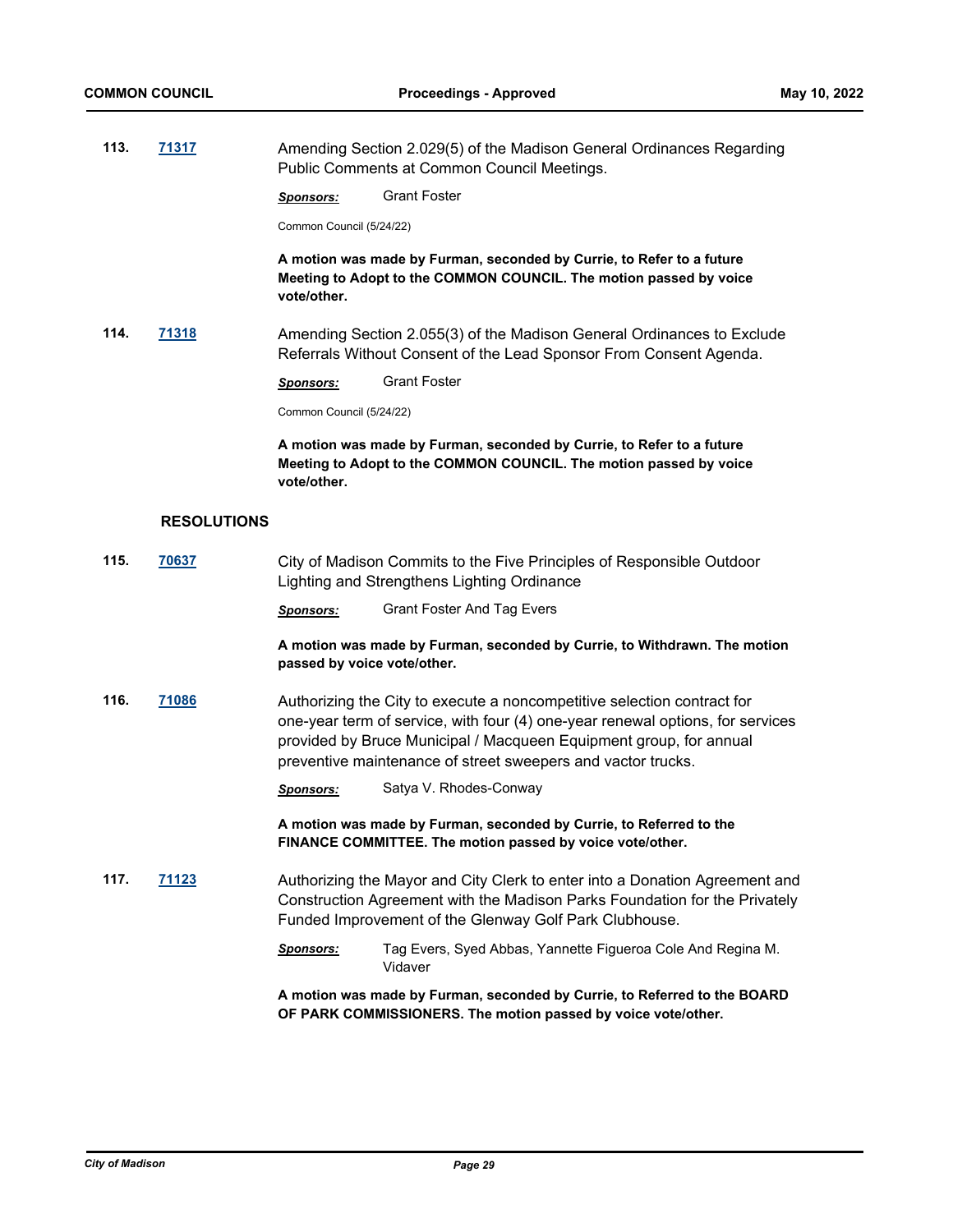**113.** **71317** Amending Section 2.029(5) of the Madison General Ordinances Regarding Public Comments at Common Council Meetings.

***Sponsors:*** Grant Foster

Common Council (5/24/22)

**A motion was made by Furman, seconded by Currie, to Refer to a future Meeting to Adopt to the COMMON COUNCIL. The motion passed by voice vote/other.**

**114.** **71318** Amending Section 2.055(3) of the Madison General Ordinances to Exclude Referrals Without Consent of the Lead Sponsor From Consent Agenda.

***Sponsors:*** Grant Foster

Common Council (5/24/22)

**A motion was made by Furman, seconded by Currie, to Refer to a future Meeting to Adopt to the COMMON COUNCIL. The motion passed by voice vote/other.**

## RESOLUTIONS

**115.** **70637** City of Madison Commits to the Five Principles of Responsible Outdoor Lighting and Strengthens Lighting Ordinance

***Sponsors:*** Grant Foster And Tag Evers

**A motion was made by Furman, seconded by Currie, to Withdrawn. The motion passed by voice vote/other.**

**116.** **71086** Authorizing the City to execute a noncompetitive selection contract for one-year term of service, with four (4) one-year renewal options, for services provided by Bruce Municipal / Macqueen Equipment group, for annual preventive maintenance of street sweepers and vactor trucks.

***Sponsors:*** Satya V. Rhodes-Conway

**A motion was made by Furman, seconded by Currie, to Referred to the FINANCE COMMITTEE. The motion passed by voice vote/other.**

**117.** **71123** Authorizing the Mayor and City Clerk to enter into a Donation Agreement and Construction Agreement with the Madison Parks Foundation for the Privately Funded Improvement of the Glenway Golf Park Clubhouse.

***Sponsors:*** Tag Evers, Syed Abbas, Yannette Figueroa Cole And Regina M. Vidaver

**A motion was made by Furman, seconded by Currie, to Referred to the BOARD OF PARK COMMISSIONERS. The motion passed by voice vote/other.**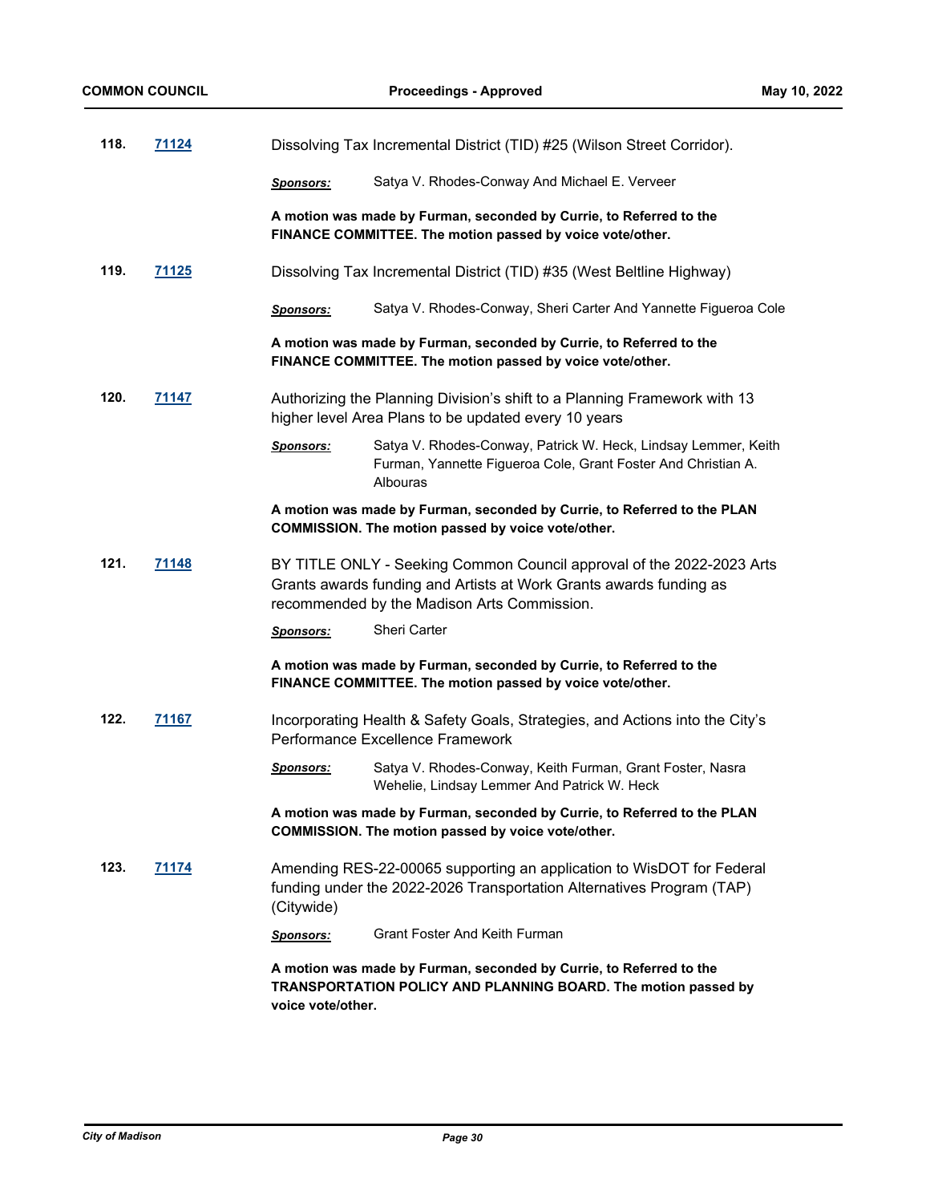**118.** **71124** Dissolving Tax Incremental District (TID) #25 (Wilson Street Corridor).

***Sponsors:*** Satya V. Rhodes-Conway And Michael E. Verveer

**A motion was made by Furman, seconded by Currie, to Referred to the FINANCE COMMITTEE. The motion passed by voice vote/other.**

**119.** **71125** Dissolving Tax Incremental District (TID) #35 (West Beltline Highway)

***Sponsors:*** Satya V. Rhodes-Conway, Sheri Carter And Yannette Figueroa Cole

**A motion was made by Furman, seconded by Currie, to Referred to the FINANCE COMMITTEE. The motion passed by voice vote/other.**

**120.** **71147** Authorizing the Planning Division's shift to a Planning Framework with 13 higher level Area Plans to be updated every 10 years

***Sponsors:*** Satya V. Rhodes-Conway, Patrick W. Heck, Lindsay Lemmer, Keith Furman, Yannette Figueroa Cole, Grant Foster And Christian A. Albouras

**A motion was made by Furman, seconded by Currie, to Referred to the PLAN COMMISSION. The motion passed by voice vote/other.**

**121.** **71148** BY TITLE ONLY - Seeking Common Council approval of the 2022-2023 Arts Grants awards funding and Artists at Work Grants awards funding as recommended by the Madison Arts Commission.

***Sponsors:*** Sheri Carter

**A motion was made by Furman, seconded by Currie, to Referred to the FINANCE COMMITTEE. The motion passed by voice vote/other.**

**122.** **71167** Incorporating Health & Safety Goals, Strategies, and Actions into the City's Performance Excellence Framework

***Sponsors:*** Satya V. Rhodes-Conway, Keith Furman, Grant Foster, Nasra Wehelie, Lindsay Lemmer And Patrick W. Heck

**A motion was made by Furman, seconded by Currie, to Referred to the PLAN COMMISSION. The motion passed by voice vote/other.**

**123.** **71174** Amending RES-22-00065 supporting an application to WisDOT for Federal funding under the 2022-2026 Transportation Alternatives Program (TAP) (Citywide)

***Sponsors:*** Grant Foster And Keith Furman

**A motion was made by Furman, seconded by Currie, to Referred to the TRANSPORTATION POLICY AND PLANNING BOARD. The motion passed by voice vote/other.**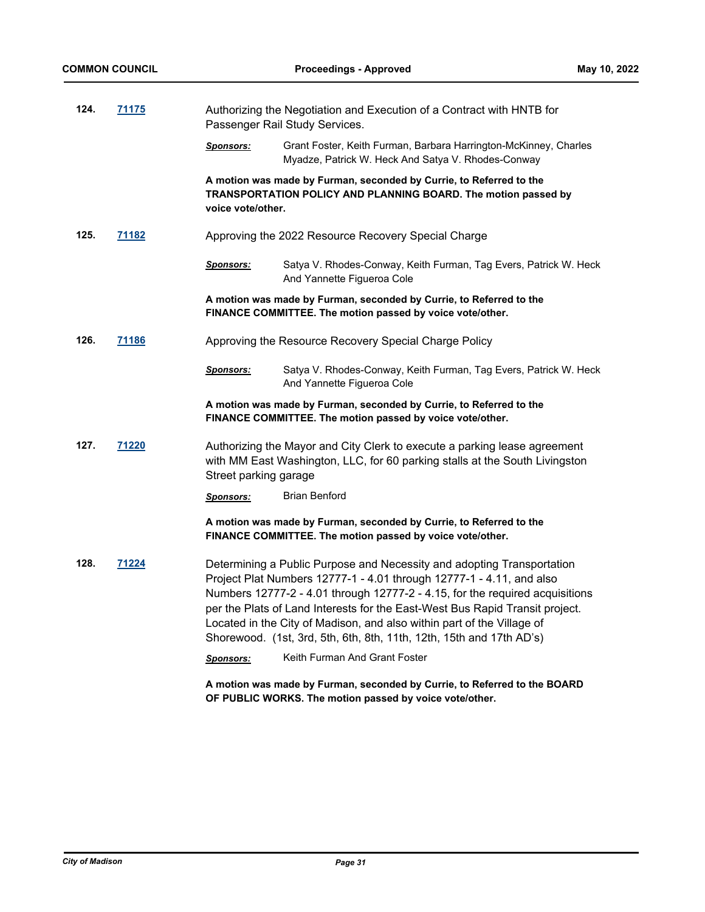**124.** **71175** Authorizing the Negotiation and Execution of a Contract with HNTB for Passenger Rail Study Services.

***Sponsors:*** Grant Foster, Keith Furman, Barbara Harrington-McKinney, Charles Myadze, Patrick W. Heck And Satya V. Rhodes-Conway

**A motion was made by Furman, seconded by Currie, to Referred to the TRANSPORTATION POLICY AND PLANNING BOARD. The motion passed by voice vote/other.**

**125.** **71182** Approving the 2022 Resource Recovery Special Charge

***Sponsors:*** Satya V. Rhodes-Conway, Keith Furman, Tag Evers, Patrick W. Heck And Yannette Figueroa Cole

**A motion was made by Furman, seconded by Currie, to Referred to the FINANCE COMMITTEE. The motion passed by voice vote/other.**

**126.** **71186** Approving the Resource Recovery Special Charge Policy

***Sponsors:*** Satya V. Rhodes-Conway, Keith Furman, Tag Evers, Patrick W. Heck And Yannette Figueroa Cole

**A motion was made by Furman, seconded by Currie, to Referred to the FINANCE COMMITTEE. The motion passed by voice vote/other.**

**127.** **71220** Authorizing the Mayor and City Clerk to execute a parking lease agreement with MM East Washington, LLC, for 60 parking stalls at the South Livingston Street parking garage

***Sponsors:*** Brian Benford

**A motion was made by Furman, seconded by Currie, to Referred to the FINANCE COMMITTEE. The motion passed by voice vote/other.**

**128.** **71224** Determining a Public Purpose and Necessity and adopting Transportation Project Plat Numbers 12777-1 - 4.01 through 12777-1 - 4.11, and also Numbers 12777-2 - 4.01 through 12777-2 - 4.15, for the required acquisitions per the Plats of Land Interests for the East-West Bus Rapid Transit project. Located in the City of Madison, and also within part of the Village of Shorewood. (1st, 3rd, 5th, 6th, 8th, 11th, 12th, 15th and 17th AD's)

***Sponsors:*** Keith Furman And Grant Foster

**A motion was made by Furman, seconded by Currie, to Referred to the BOARD OF PUBLIC WORKS. The motion passed by voice vote/other.**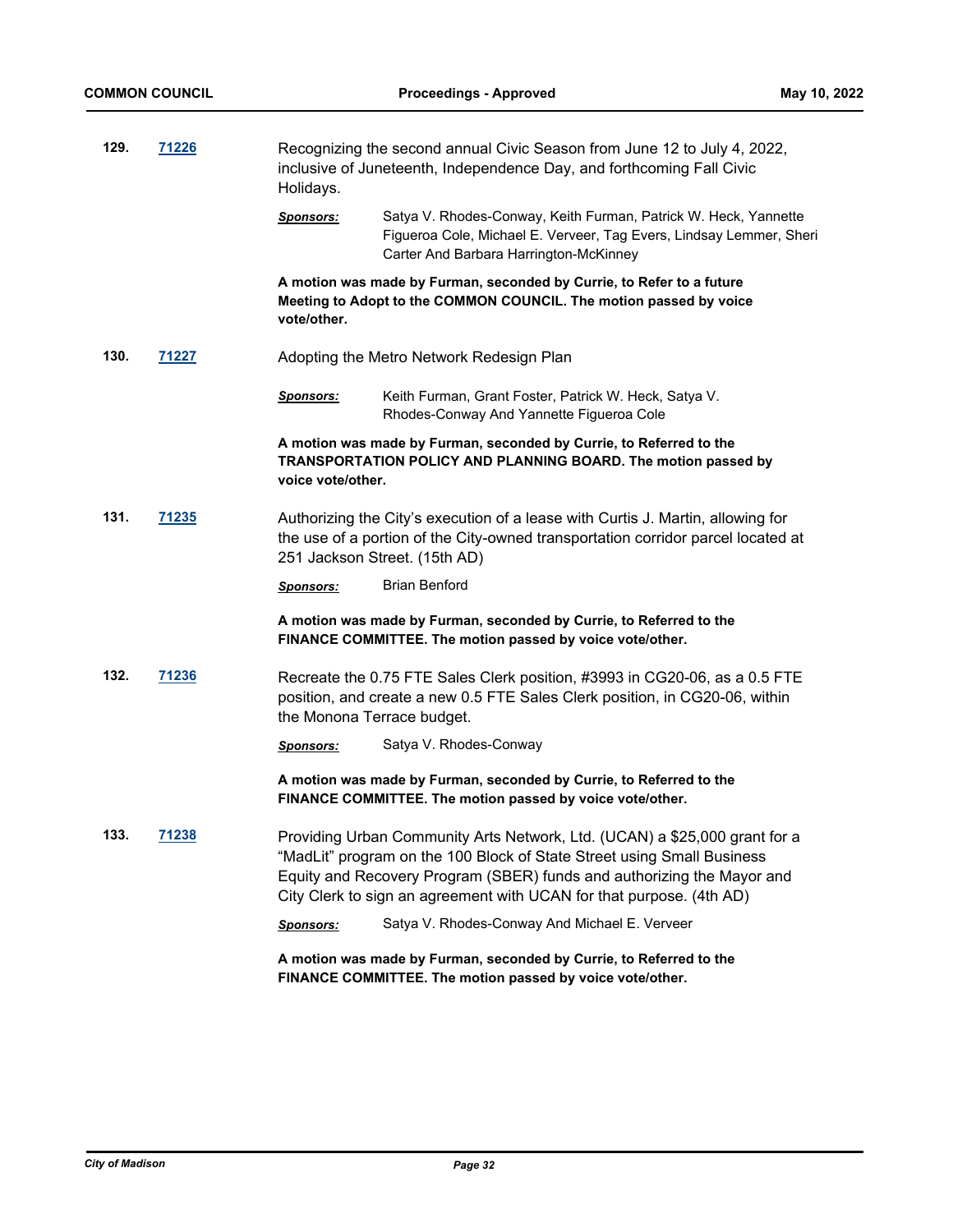**129.** **71226**

Recognizing the second annual Civic Season from June 12 to July 4, 2022, inclusive of Juneteenth, Independence Day, and forthcoming Fall Civic Holidays.

***Sponsors:*** Satya V. Rhodes-Conway, Keith Furman, Patrick W. Heck, Yannette Figueroa Cole, Michael E. Verveer, Tag Evers, Lindsay Lemmer, Sheri Carter And Barbara Harrington-McKinney

**A motion was made by Furman, seconded by Currie, to Refer to a future Meeting to Adopt to the COMMON COUNCIL. The motion passed by voice vote/other.**

**130.** **71227**

Adopting the Metro Network Redesign Plan

***Sponsors:*** Keith Furman, Grant Foster, Patrick W. Heck, Satya V. Rhodes-Conway And Yannette Figueroa Cole

**A motion was made by Furman, seconded by Currie, to Referred to the TRANSPORTATION POLICY AND PLANNING BOARD. The motion passed by voice vote/other.**

**131.** **71235**

Authorizing the City's execution of a lease with Curtis J. Martin, allowing for the use of a portion of the City-owned transportation corridor parcel located at 251 Jackson Street. (15th AD)

***Sponsors:*** Brian Benford

**A motion was made by Furman, seconded by Currie, to Referred to the FINANCE COMMITTEE. The motion passed by voice vote/other.**

**132.** **71236**

Recreate the 0.75 FTE Sales Clerk position, #3993 in CG20-06, as a 0.5 FTE position, and create a new 0.5 FTE Sales Clerk position, in CG20-06, within the Monona Terrace budget.

***Sponsors:*** Satya V. Rhodes-Conway

**A motion was made by Furman, seconded by Currie, to Referred to the FINANCE COMMITTEE. The motion passed by voice vote/other.**

**133.** **71238**

Providing Urban Community Arts Network, Ltd. (UCAN) a $25,000 grant for a "MadLit" program on the 100 Block of State Street using Small Business Equity and Recovery Program (SBER) funds and authorizing the Mayor and City Clerk to sign an agreement with UCAN for that purpose. (4th AD)

***Sponsors:*** Satya V. Rhodes-Conway And Michael E. Verveer

**A motion was made by Furman, seconded by Currie, to Referred to the FINANCE COMMITTEE. The motion passed by voice vote/other.**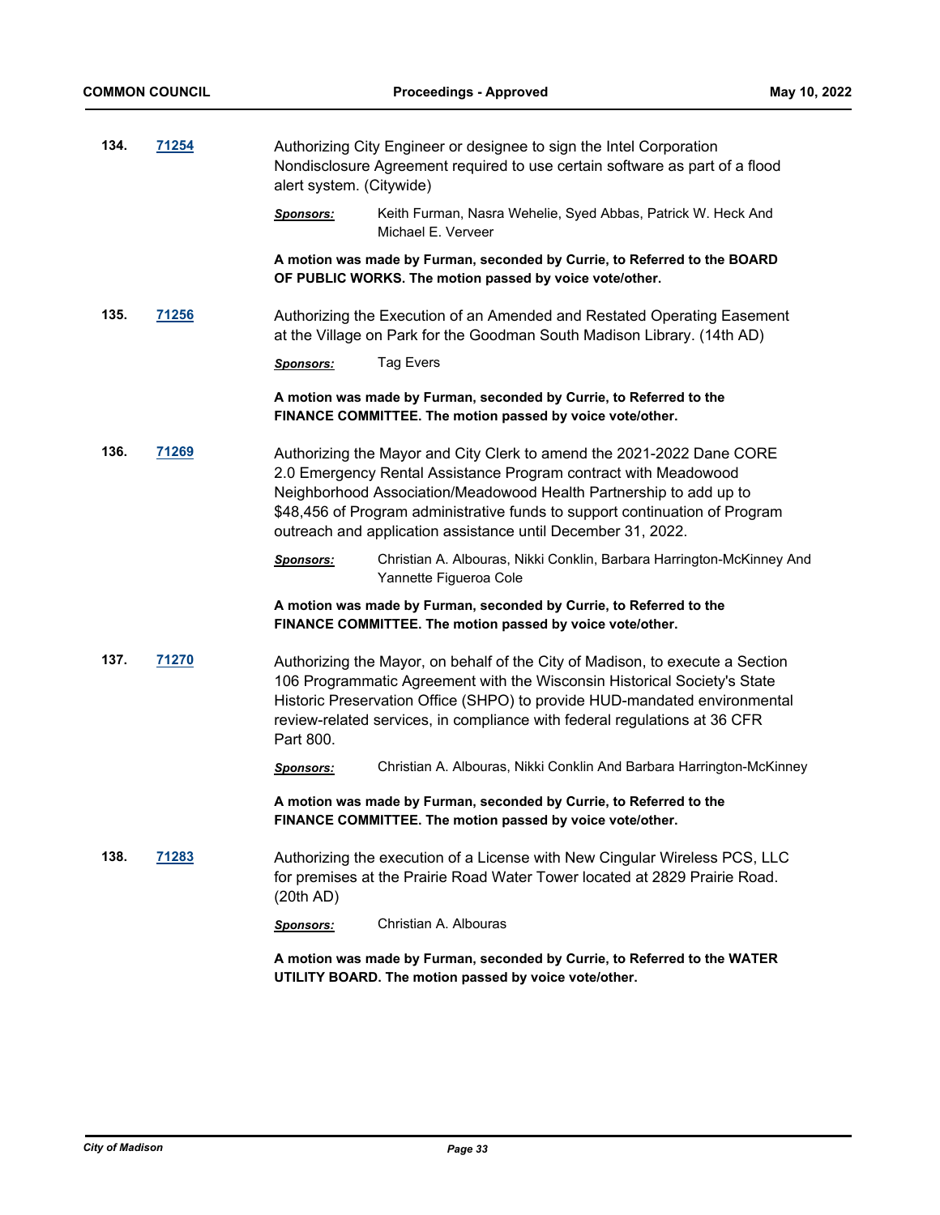**134.** **71254**

Authorizing City Engineer or designee to sign the Intel Corporation Nondisclosure Agreement required to use certain software as part of a flood alert system. (Citywide)

***Sponsors:*** Keith Furman, Nasra Wehelie, Syed Abbas, Patrick W. Heck And Michael E. Verveer

**A motion was made by Furman, seconded by Currie, to Referred to the BOARD OF PUBLIC WORKS. The motion passed by voice vote/other.**

**135.** **71256**

Authorizing the Execution of an Amended and Restated Operating Easement at the Village on Park for the Goodman South Madison Library. (14th AD)

***Sponsors:*** Tag Evers

**A motion was made by Furman, seconded by Currie, to Referred to the FINANCE COMMITTEE. The motion passed by voice vote/other.**

**136.** **71269**

Authorizing the Mayor and City Clerk to amend the 2021-2022 Dane CORE 2.0 Emergency Rental Assistance Program contract with Meadowood Neighborhood Association/Meadowood Health Partnership to add up to $48,456 of Program administrative funds to support continuation of Program outreach and application assistance until December 31, 2022.

***Sponsors:*** Christian A. Albouras, Nikki Conklin, Barbara Harrington-McKinney And Yannette Figueroa Cole

**A motion was made by Furman, seconded by Currie, to Referred to the FINANCE COMMITTEE. The motion passed by voice vote/other.**

**137.** **71270**

Authorizing the Mayor, on behalf of the City of Madison, to execute a Section 106 Programmatic Agreement with the Wisconsin Historical Society's State Historic Preservation Office (SHPO) to provide HUD-mandated environmental review-related services, in compliance with federal regulations at 36 CFR Part 800.

***Sponsors:*** Christian A. Albouras, Nikki Conklin And Barbara Harrington-McKinney

**A motion was made by Furman, seconded by Currie, to Referred to the FINANCE COMMITTEE. The motion passed by voice vote/other.**

**138.** **71283**

Authorizing the execution of a License with New Cingular Wireless PCS, LLC for premises at the Prairie Road Water Tower located at 2829 Prairie Road. (20th AD)

***Sponsors:*** Christian A. Albouras

**A motion was made by Furman, seconded by Currie, to Referred to the WATER UTILITY BOARD. The motion passed by voice vote/other.**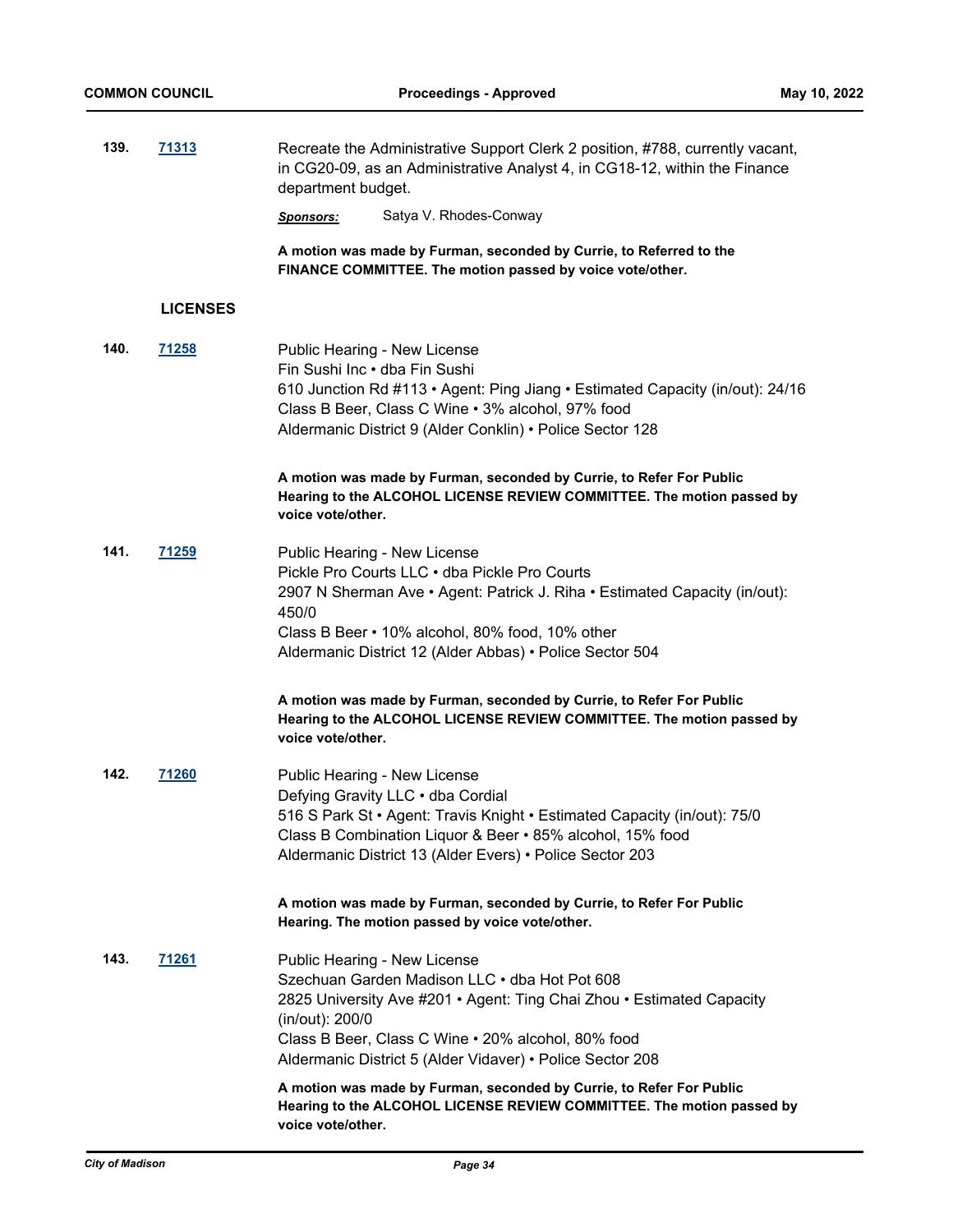**139.** **71313**

Recreate the Administrative Support Clerk 2 position, #788, currently vacant, in CG20-09, as an Administrative Analyst 4, in CG18-12, within the Finance department budget.

***Sponsors:*** Satya V. Rhodes-Conway

**A motion was made by Furman, seconded by Currie, to Referred to the FINANCE COMMITTEE. The motion passed by voice vote/other.**

## LICENSES

**140.** **71258**

Public Hearing - New License
Fin Sushi Inc • dba Fin Sushi
610 Junction Rd #113 • Agent: Ping Jiang • Estimated Capacity (in/out): 24/16
Class B Beer, Class C Wine • 3% alcohol, 97% food
Aldermanic District 9 (Alder Conklin) • Police Sector 128

**A motion was made by Furman, seconded by Currie, to Refer For Public Hearing to the ALCOHOL LICENSE REVIEW COMMITTEE. The motion passed by voice vote/other.**

**141.** **71259**

Public Hearing - New License
Pickle Pro Courts LLC • dba Pickle Pro Courts
2907 N Sherman Ave • Agent: Patrick J. Riha • Estimated Capacity (in/out): 450/0
Class B Beer • 10% alcohol, 80% food, 10% other
Aldermanic District 12 (Alder Abbas) • Police Sector 504

**A motion was made by Furman, seconded by Currie, to Refer For Public Hearing to the ALCOHOL LICENSE REVIEW COMMITTEE. The motion passed by voice vote/other.**

**142.** **71260**

Public Hearing - New License
Defying Gravity LLC • dba Cordial
516 S Park St • Agent: Travis Knight • Estimated Capacity (in/out): 75/0
Class B Combination Liquor & Beer • 85% alcohol, 15% food
Aldermanic District 13 (Alder Evers) • Police Sector 203

**A motion was made by Furman, seconded by Currie, to Refer For Public Hearing. The motion passed by voice vote/other.**

**143.** **71261**

Public Hearing - New License
Szechuan Garden Madison LLC • dba Hot Pot 608
2825 University Ave #201 • Agent: Ting Chai Zhou • Estimated Capacity (in/out): 200/0
Class B Beer, Class C Wine • 20% alcohol, 80% food
Aldermanic District 5 (Alder Vidaver) • Police Sector 208

**A motion was made by Furman, seconded by Currie, to Refer For Public Hearing to the ALCOHOL LICENSE REVIEW COMMITTEE. The motion passed by voice vote/other.**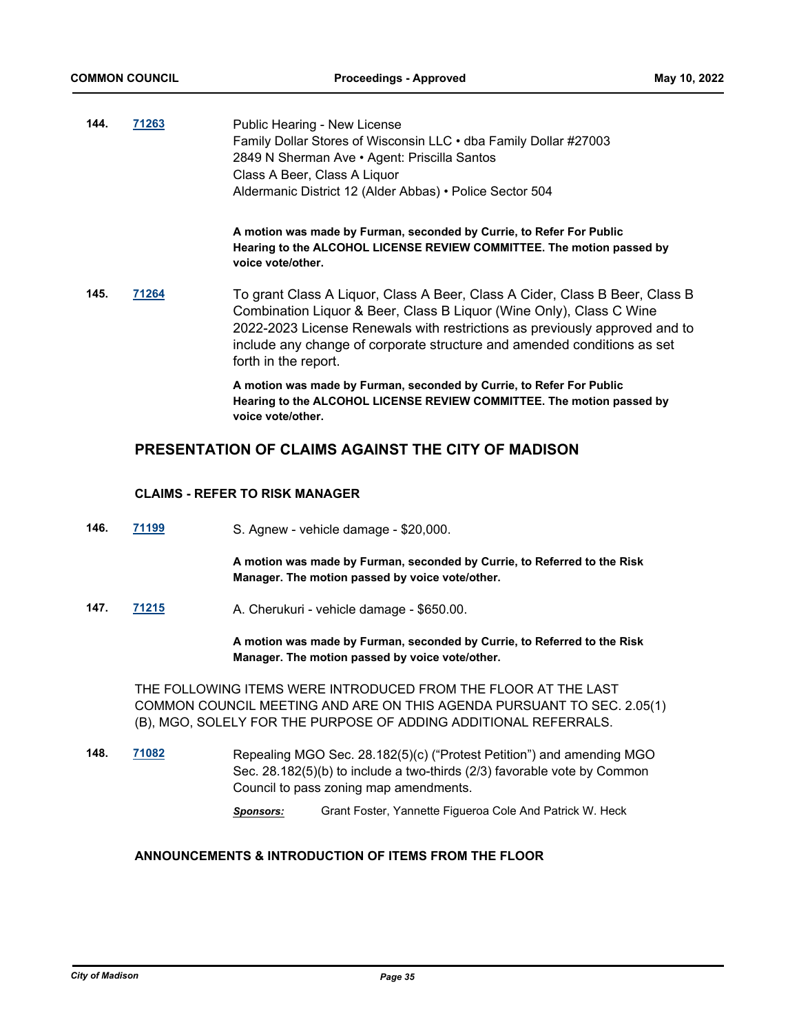**144.** **71263**

Public Hearing - New License
Family Dollar Stores of Wisconsin LLC • dba Family Dollar #27003
2849 N Sherman Ave • Agent: Priscilla Santos
Class A Beer, Class A Liquor
Aldermanic District 12 (Alder Abbas) • Police Sector 504

**A motion was made by Furman, seconded by Currie, to Refer For Public Hearing to the ALCOHOL LICENSE REVIEW COMMITTEE. The motion passed by voice vote/other.**

**145.** **71264**

To grant Class A Liquor, Class A Beer, Class A Cider, Class B Beer, Class B Combination Liquor & Beer, Class B Liquor (Wine Only), Class C Wine 2022-2023 License Renewals with restrictions as previously approved and to include any change of corporate structure and amended conditions as set forth in the report.

**A motion was made by Furman, seconded by Currie, to Refer For Public Hearing to the ALCOHOL LICENSE REVIEW COMMITTEE. The motion passed by voice vote/other.**

## PRESENTATION OF CLAIMS AGAINST THE CITY OF MADISON

### CLAIMS - REFER TO RISK MANAGER

**146.** **71199**

S. Agnew - vehicle damage - $20,000.

**A motion was made by Furman, seconded by Currie, to Referred to the Risk Manager. The motion passed by voice vote/other.**

**147.** **71215**

A. Cherukuri - vehicle damage - $650.00.

**A motion was made by Furman, seconded by Currie, to Referred to the Risk Manager. The motion passed by voice vote/other.**

THE FOLLOWING ITEMS WERE INTRODUCED FROM THE FLOOR AT THE LAST COMMON COUNCIL MEETING AND ARE ON THIS AGENDA PURSUANT TO SEC. 2.05(1)(B), MGO, SOLELY FOR THE PURPOSE OF ADDING ADDITIONAL REFERRALS.

**148.** **71082**

Repealing MGO Sec. 28.182(5)(c) ("Protest Petition") and amending MGO Sec. 28.182(5)(b) to include a two-thirds (2/3) favorable vote by Common Council to pass zoning map amendments.

***Sponsors:*** Grant Foster, Yannette Figueroa Cole And Patrick W. Heck

### ANNOUNCEMENTS & INTRODUCTION OF ITEMS FROM THE FLOOR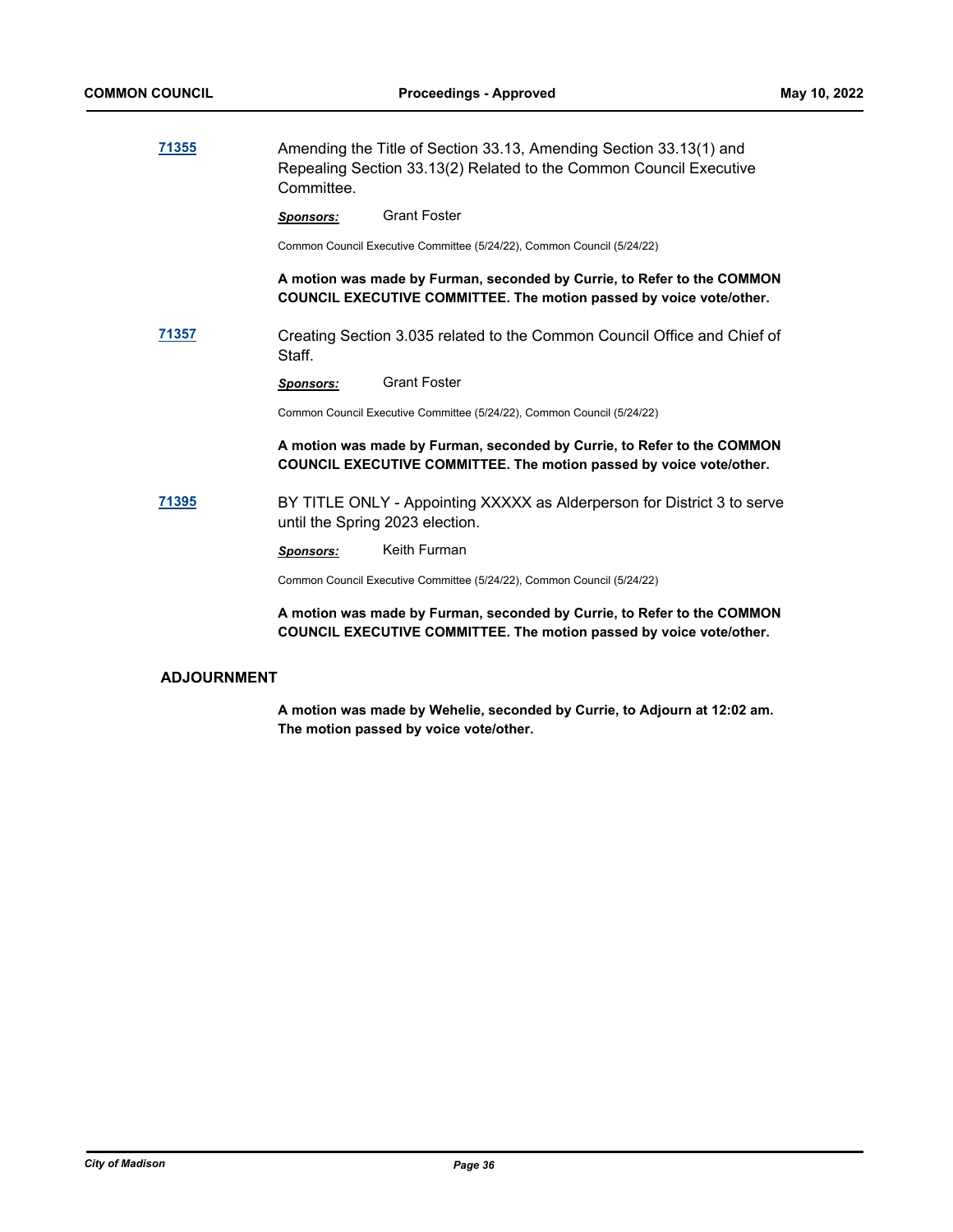**71355** Amending the Title of Section 33.13, Amending Section 33.13(1) and Repealing Section 33.13(2) Related to the Common Council Executive Committee.

***Sponsors:*** Grant Foster

Common Council Executive Committee (5/24/22), Common Council (5/24/22)

**A motion was made by Furman, seconded by Currie, to Refer to the COMMON COUNCIL EXECUTIVE COMMITTEE. The motion passed by voice vote/other.**

**71357** Creating Section 3.035 related to the Common Council Office and Chief of Staff.

***Sponsors:*** Grant Foster

Common Council Executive Committee (5/24/22), Common Council (5/24/22)

**A motion was made by Furman, seconded by Currie, to Refer to the COMMON COUNCIL EXECUTIVE COMMITTEE. The motion passed by voice vote/other.**

**71395** BY TITLE ONLY - Appointing XXXXX as Alderperson for District 3 to serve until the Spring 2023 election.

***Sponsors:*** Keith Furman

Common Council Executive Committee (5/24/22), Common Council (5/24/22)

**A motion was made by Furman, seconded by Currie, to Refer to the COMMON COUNCIL EXECUTIVE COMMITTEE. The motion passed by voice vote/other.**

## ADJOURNMENT

**A motion was made by Wehelie, seconded by Currie, to Adjourn at 12:02 am. The motion passed by voice vote/other.**